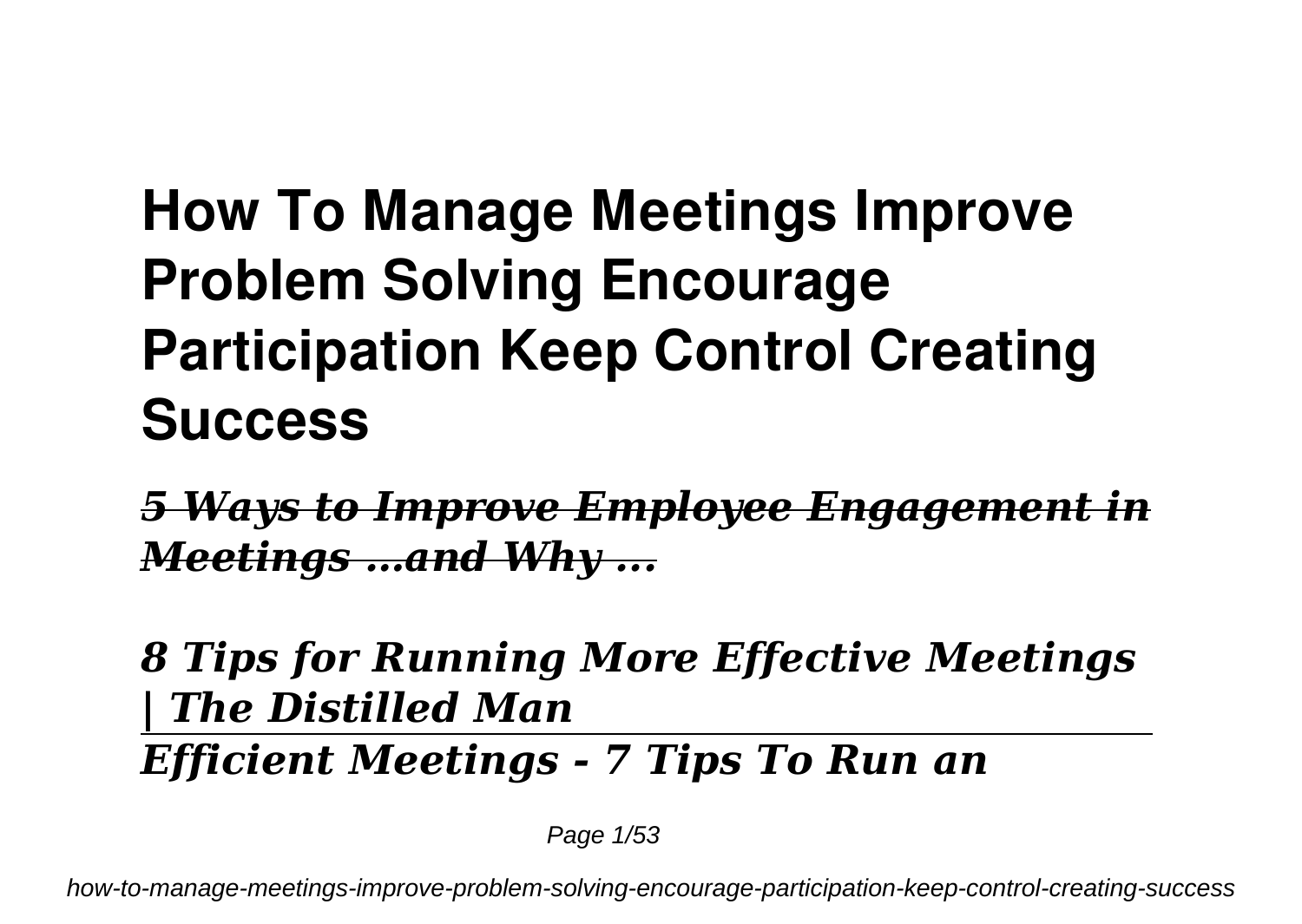# How To Manage Meetings Improve Problem Solving Encourage Participation Keep Control Creating Success

***5 Ways to Improve Employee Engagement in Meetings ...and Why ...***

***8 Tips for Running More Effective Meetings | The Distilled Man***

***Efficient Meetings - 7 Tips To Run an***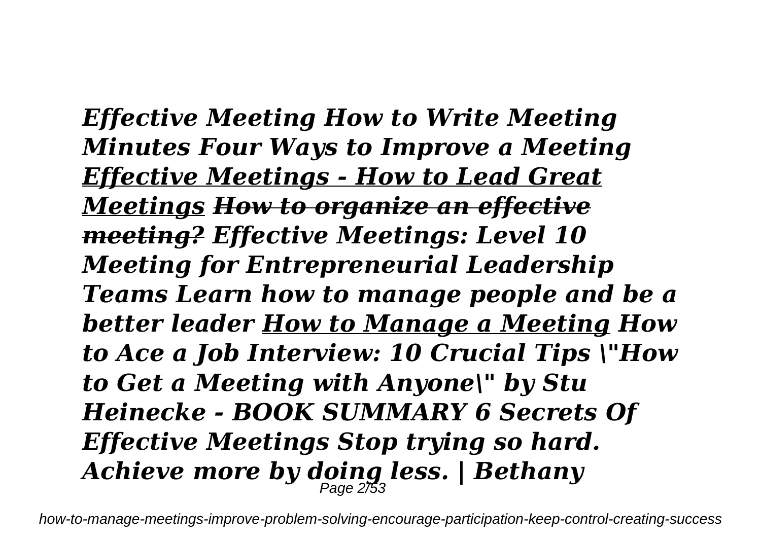***Effective Meeting How to Write Meeting Minutes Four Ways to Improve a Meeting <u>Effective Meetings - How to Lead Great Meetings</u> ~~How to organize an effective meeting?~~ Effective Meetings: Level 10 Meeting for Entrepreneurial Leadership Teams Learn how to manage people and be a better leader <u>How to Manage a Meeting</u> How to Ace a Job Interview: 10 Crucial Tips \"How to Get a Meeting with Anyone\" by Stu Heinecke - BOOK SUMMARY 6 Secrets Of Effective Meetings Stop trying so hard. Achieve more by doing less. | Bethany***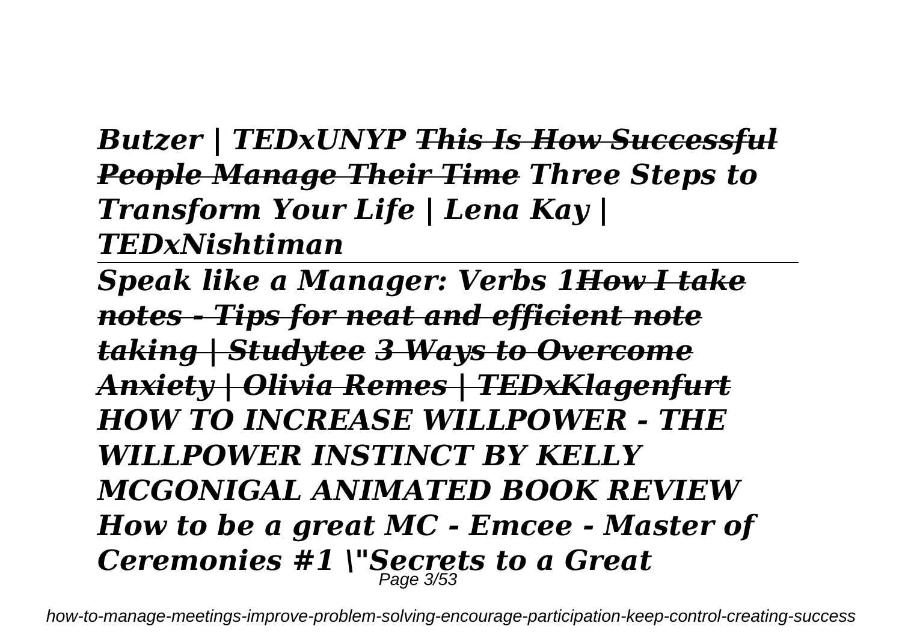***Butzer | TEDxUNYP*** ***~~This Is How Successful People Manage Their Time~~*** ***Three Steps to Transform Your Life | Lena Kay | TEDxNishtiman***

---

***Speak like a Manager: Verbs 1*** ***~~How I take notes - Tips for neat and efficient note taking | Studytee~~*** ***~~3 Ways to Overcome Anxiety | Olivia Remes | TEDxKlagenfurt~~*** ***HOW TO INCREASE WILLPOWER - THE WILLPOWER INSTINCT BY KELLY MCGONIGAL ANIMATED BOOK REVIEW*** ***How to be a great MC - Emcee - Master of Ceremonies #1 \"Secrets to a Great***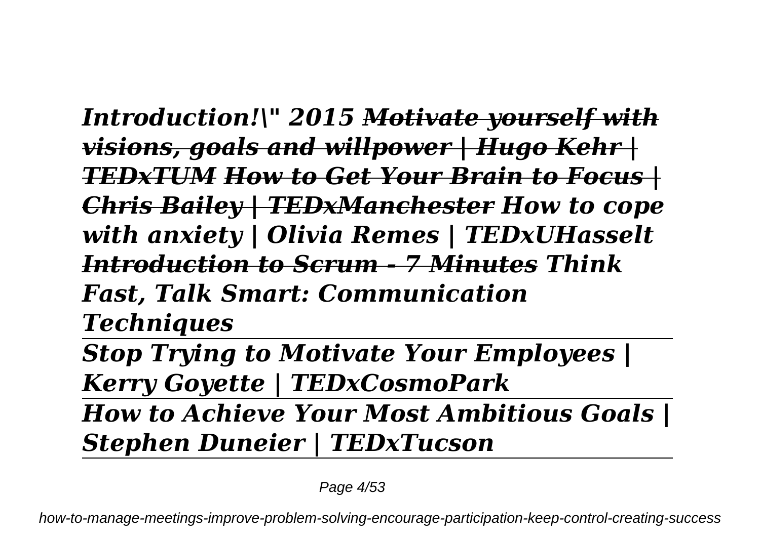*Introduction!\" 2015 Motivate yourself with visions, goals and willpower | Hugo Kehr | TEDxTUM How to Get Your Brain to Focus | Chris Bailey | TEDxManchester How to cope with anxiety | Olivia Remes | TEDxUHasselt Introduction to Scrum - 7 Minutes Think Fast, Talk Smart: Communication Techniques*

---

*Stop Trying to Motivate Your Employees | Kerry Goyette | TEDxCosmoPark*

---

*How to Achieve Your Most Ambitious Goals | Stephen Duneier | TEDxTucson*

---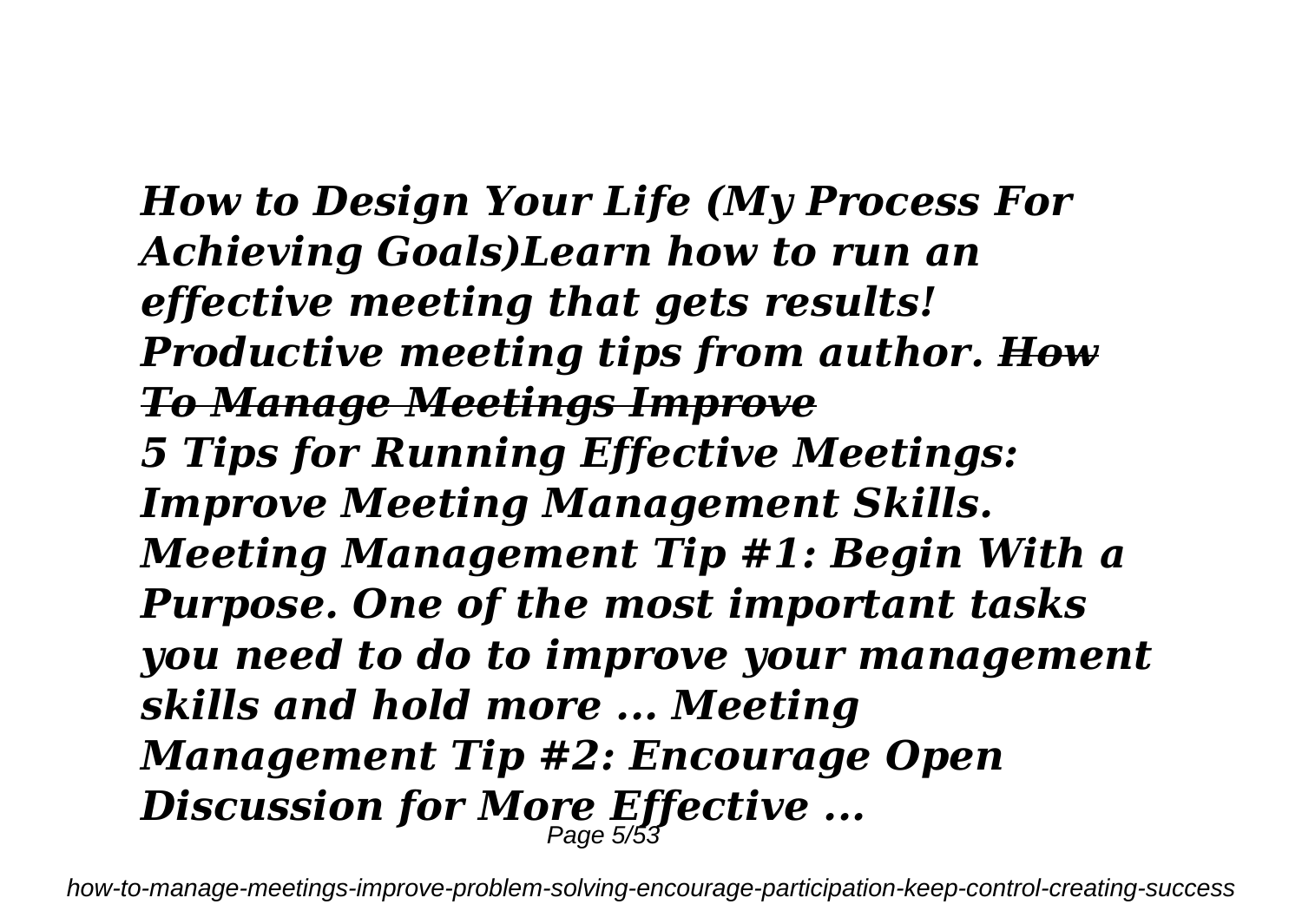*How to Design Your Life (My Process For Achieving Goals)Learn how to run an effective meeting that gets results! Productive meeting tips from author. ~~How To Manage Meetings Improve~~*
*5 Tips for Running Effective Meetings: Improve Meeting Management Skills. Meeting Management Tip #1: Begin With a Purpose. One of the most important tasks you need to do to improve your management skills and hold more ... Meeting Management Tip #2: Encourage Open Discussion for More Effective ...*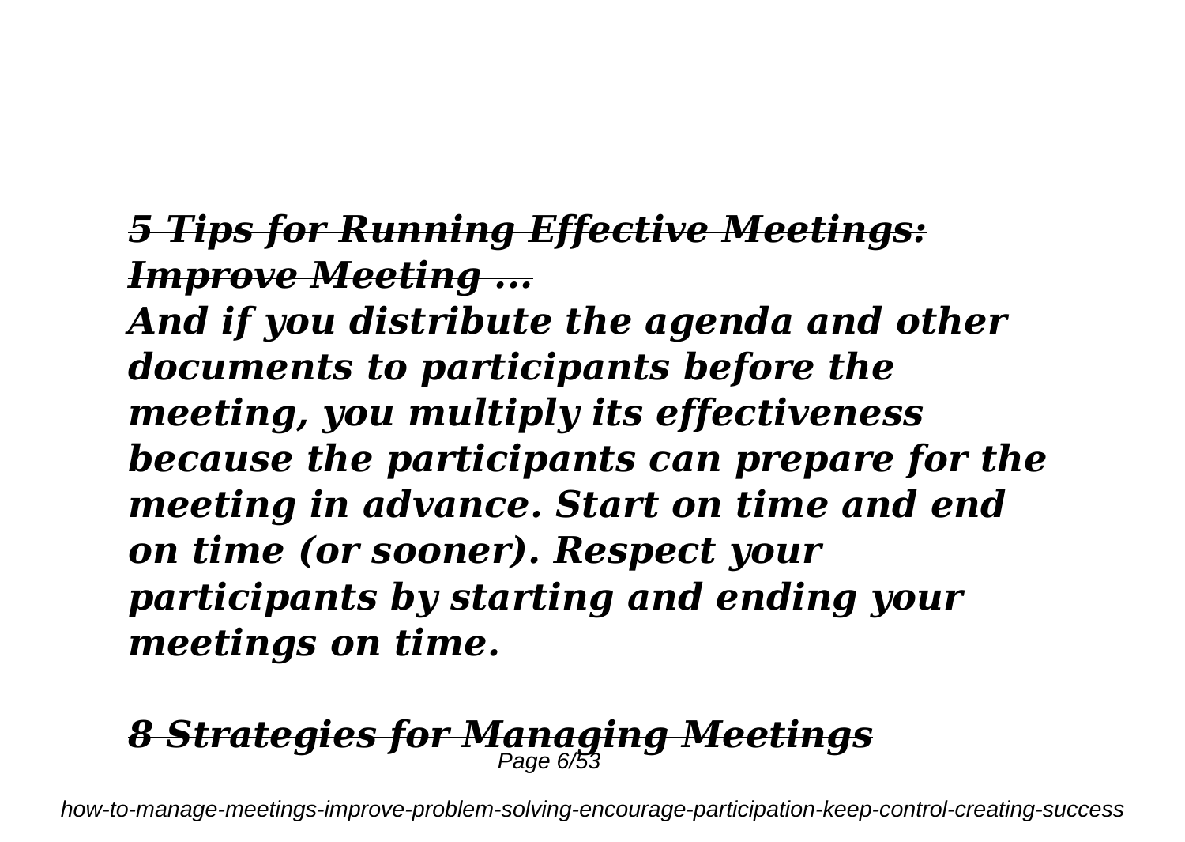### *5 Tips for Running Effective Meetings: Improve Meeting ...*

***And if you distribute the agenda and other documents to participants before the meeting, you multiply its effectiveness because the participants can prepare for the meeting in advance. Start on time and end on time (or sooner). Respect your participants by starting and ending your meetings on time.***

### *8 Strategies for Managing Meetings*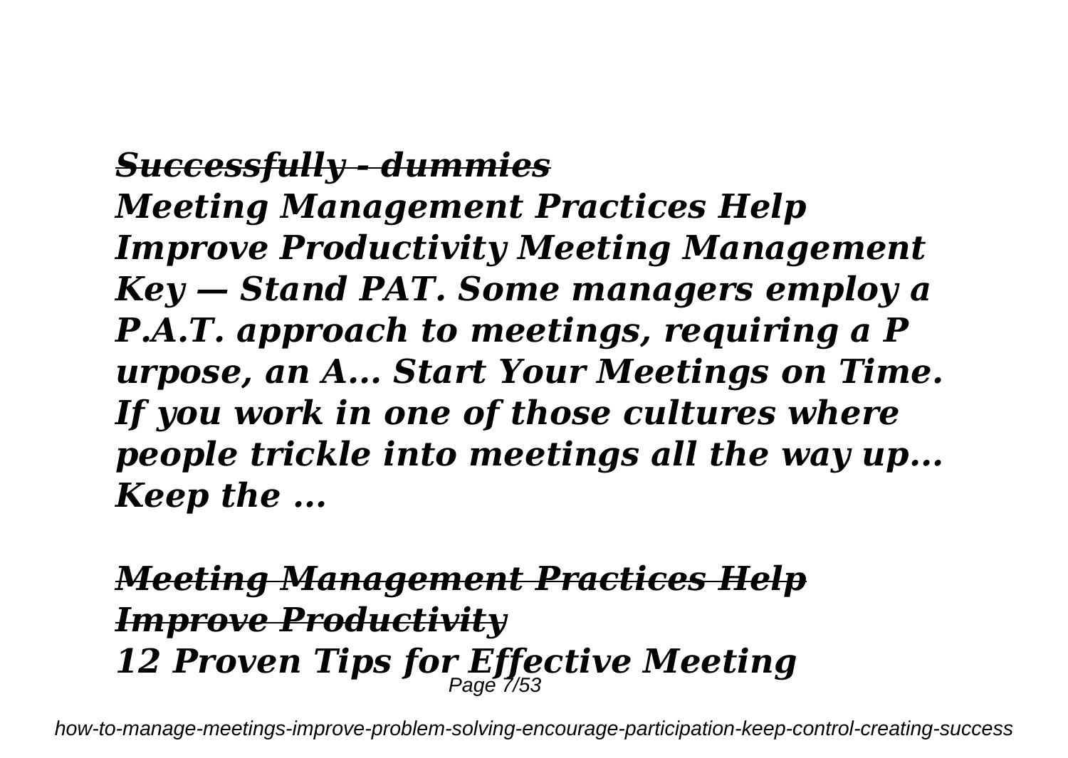***Successfully - dummies***

***Meeting Management Practices Help Improve Productivity Meeting Management Key — Stand PAT. Some managers employ a P.A.T. approach to meetings, requiring a P urpose, an A... Start Your Meetings on Time. If you work in one of those cultures where people trickle into meetings all the way up... Keep the ...***

***Meeting Management Practices Help Improve Productivity***

***12 Proven Tips for Effective Meeting***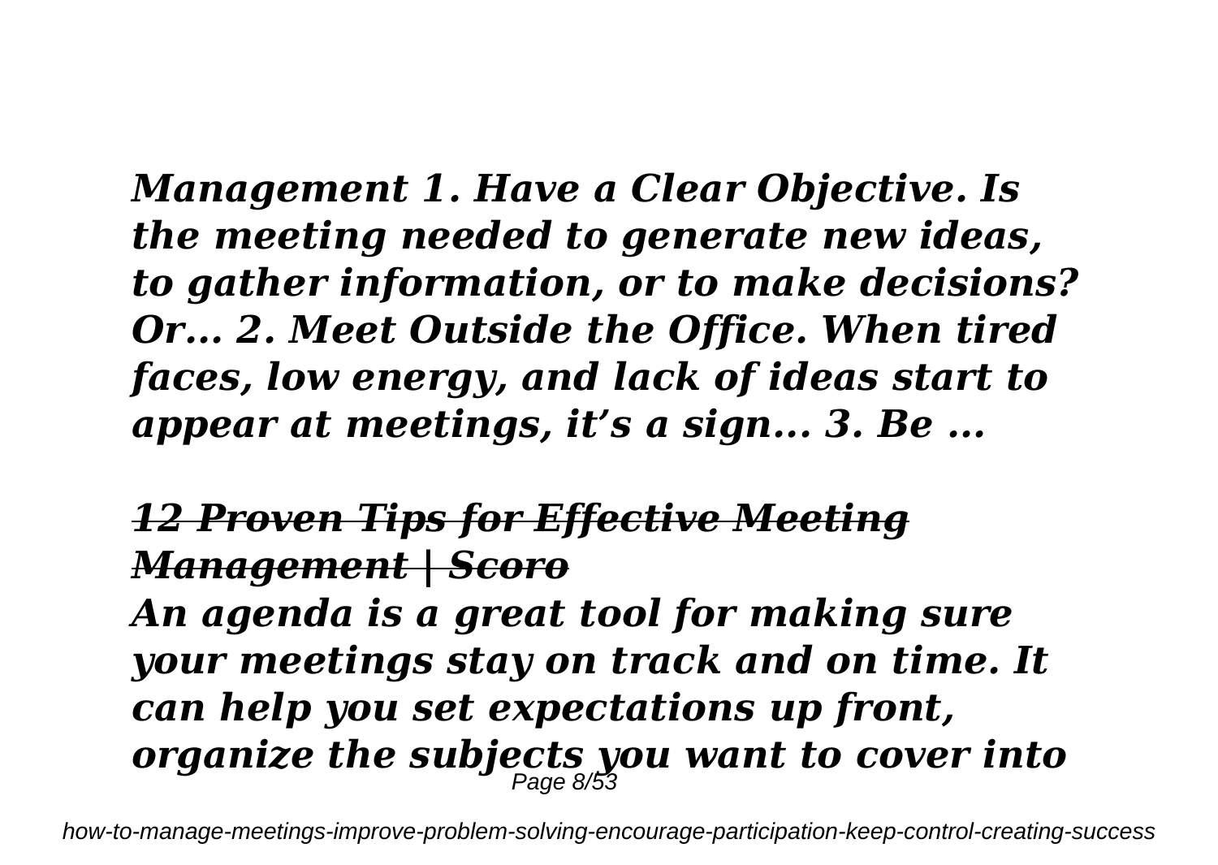*Management 1. Have a Clear Objective. Is the meeting needed to generate new ideas, to gather information, or to make decisions? Or... 2. Meet Outside the Office. When tired faces, low energy, and lack of ideas start to appear at meetings, it's a sign... 3. Be ...*

## *12 Proven Tips for Effective Meeting Management | Scoro*

*An agenda is a great tool for making sure your meetings stay on track and on time. It can help you set expectations up front, organize the subjects you want to cover into*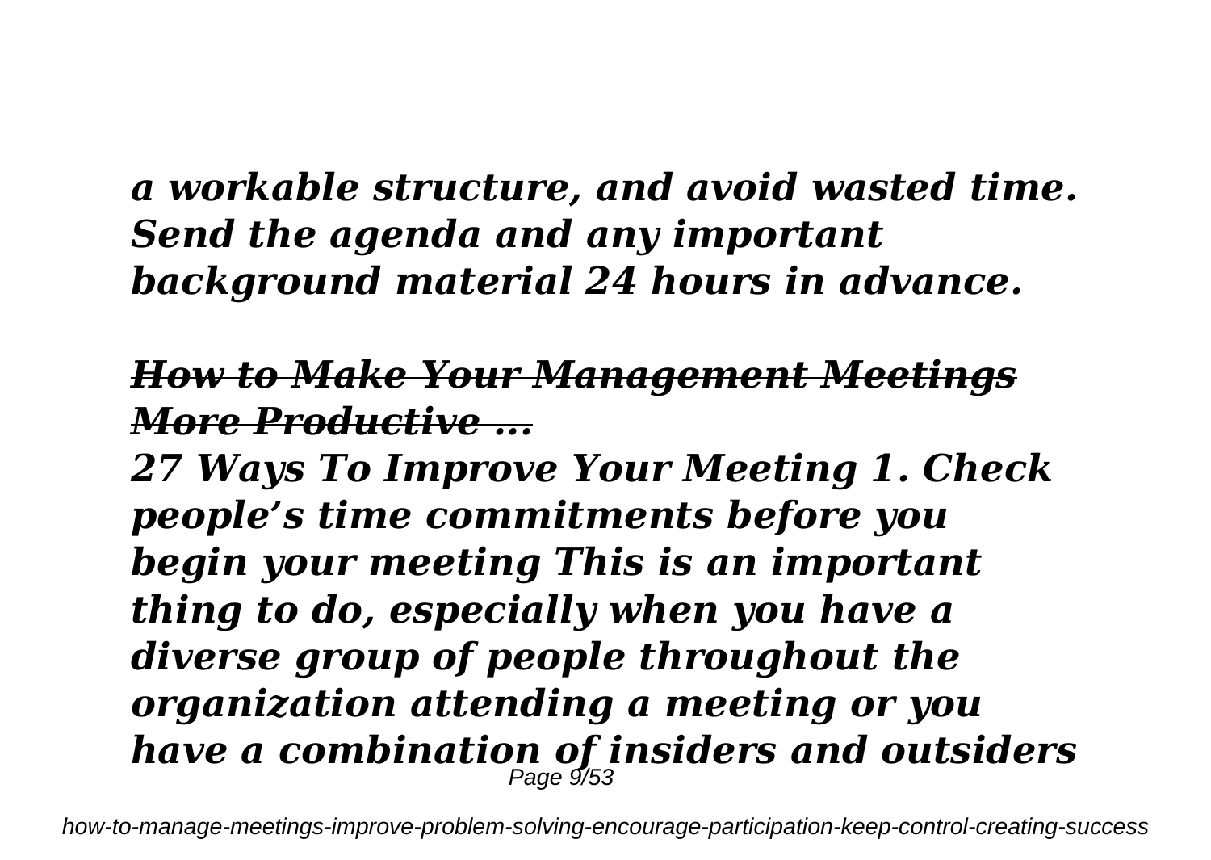*a workable structure, and avoid wasted time. Send the agenda and any important background material 24 hours in advance.*

## *How to Make Your Management Meetings More Productive ...*

*27 Ways To Improve Your Meeting 1. Check people's time commitments before you begin your meeting This is an important thing to do, especially when you have a diverse group of people throughout the organization attending a meeting or you have a combination of insiders and outsiders*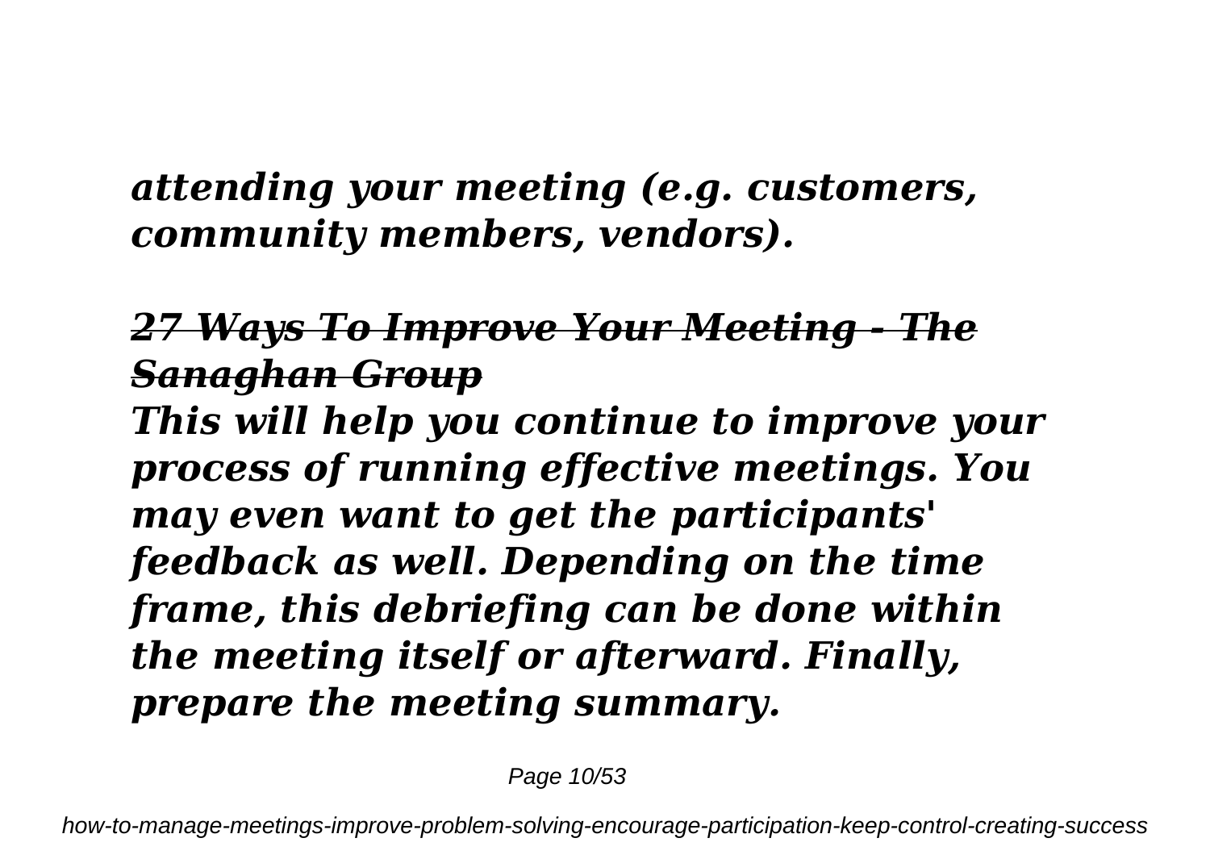*attending your meeting (e.g. customers, community members, vendors).*

## *~~27 Ways To Improve Your Meeting - The Sanaghan Group~~*

*This will help you continue to improve your process of running effective meetings. You may even want to get the participants' feedback as well. Depending on the time frame, this debriefing can be done within the meeting itself or afterward. Finally, prepare the meeting summary.*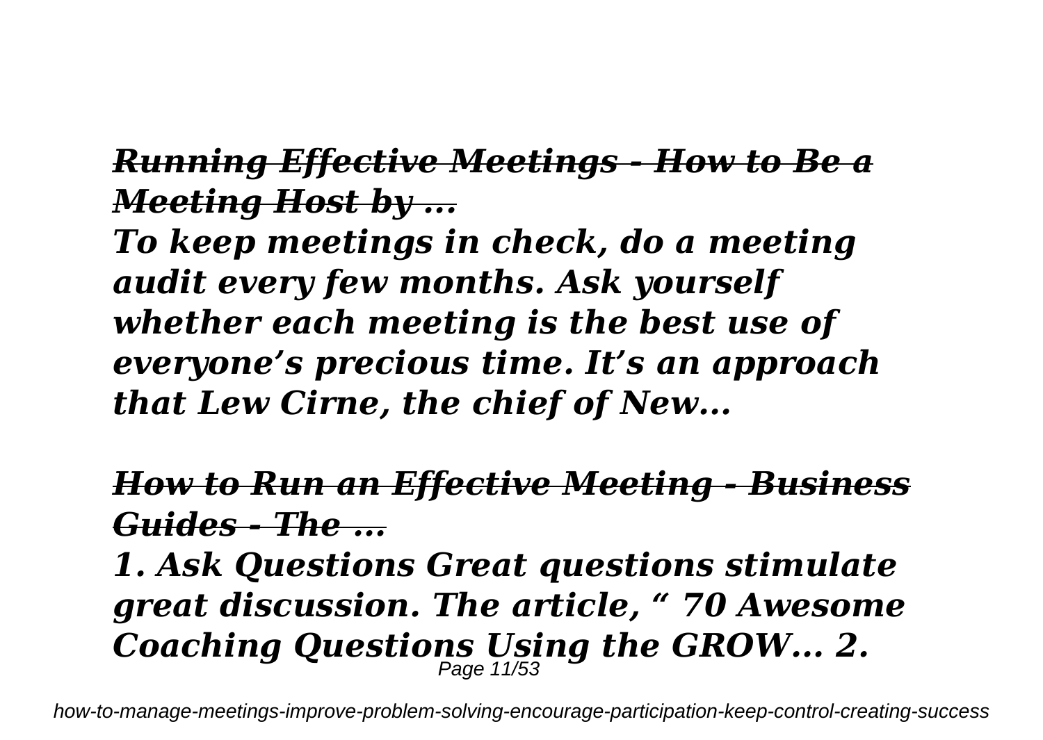### *Running Effective Meetings - How to Be a Meeting Host by ...*

***To keep meetings in check, do a meeting audit every few months. Ask yourself whether each meeting is the best use of everyone's precious time. It's an approach that Lew Cirne, the chief of New...***

### *How to Run an Effective Meeting - Business Guides - The ...*

***1. Ask Questions Great questions stimulate great discussion. The article, " 70 Awesome Coaching Questions Using the GROW... 2.***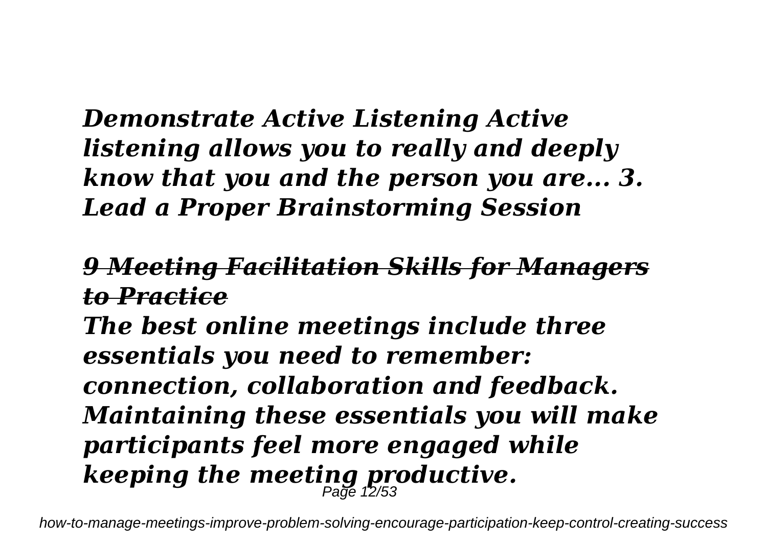*Demonstrate Active Listening Active listening allows you to really and deeply know that you and the person you are... 3. Lead a Proper Brainstorming Session*

## *9 Meeting Facilitation Skills for Managers to Practice*

*The best online meetings include three essentials you need to remember: connection, collaboration and feedback. Maintaining these essentials you will make participants feel more engaged while keeping the meeting productive.*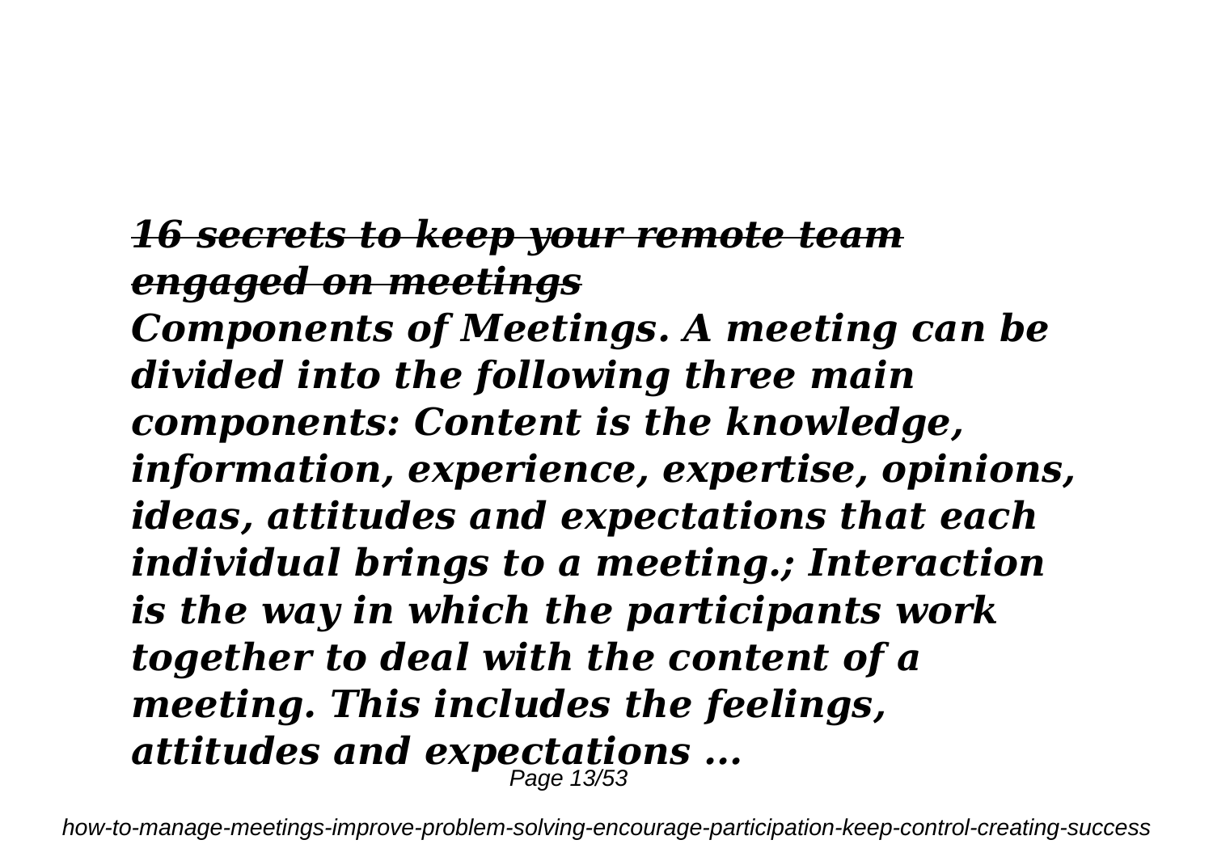## *16 secrets to keep your remote team engaged on meetings*

***Components of Meetings. A meeting can be divided into the following three main components: Content is the knowledge, information, experience, expertise, opinions, ideas, attitudes and expectations that each individual brings to a meeting.; Interaction is the way in which the participants work together to deal with the content of a meeting. This includes the feelings, attitudes and expectations ...***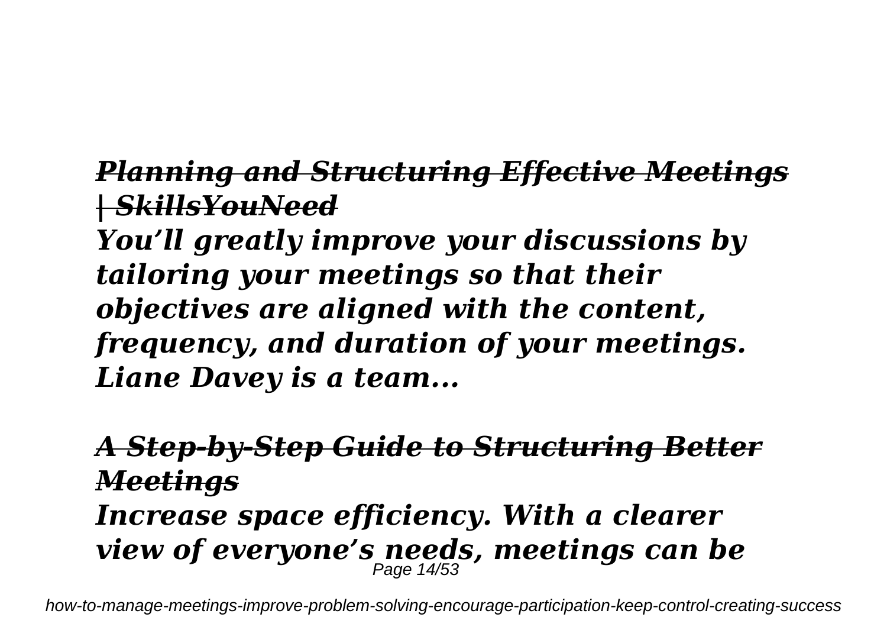### *Planning and Structuring Effective Meetings | SkillsYouNeed*

***You'll greatly improve your discussions by tailoring your meetings so that their objectives are aligned with the content, frequency, and duration of your meetings. Liane Davey is a team...***

### *A Step-by-Step Guide to Structuring Better Meetings*

***Increase space efficiency. With a clearer view of everyone's needs, meetings can be***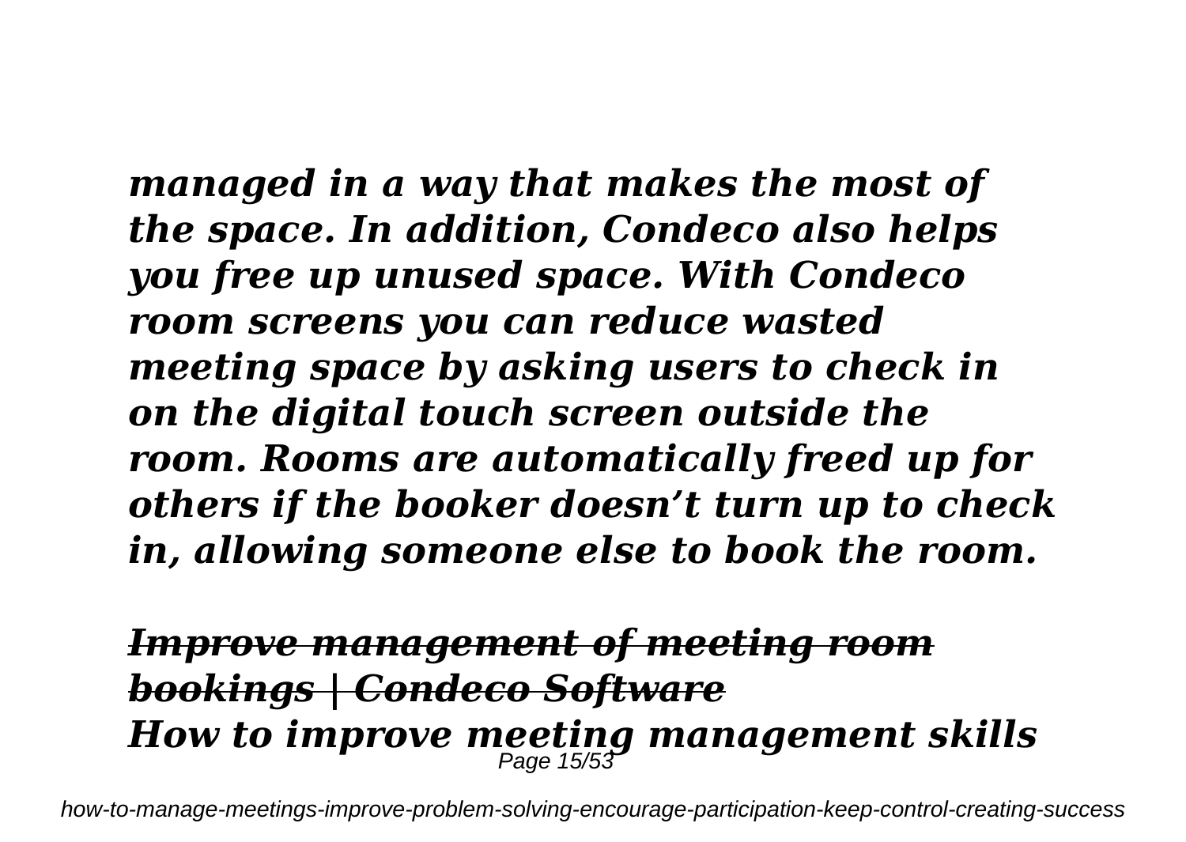*managed in a way that makes the most of the space. In addition, Condeco also helps you free up unused space. With Condeco room screens you can reduce wasted meeting space by asking users to check in on the digital touch screen outside the room. Rooms are automatically freed up for others if the booker doesn't turn up to check in, allowing someone else to book the room.*

***~~Improve management of meeting room bookings | Condeco Software~~***

***How to improve meeting management skills***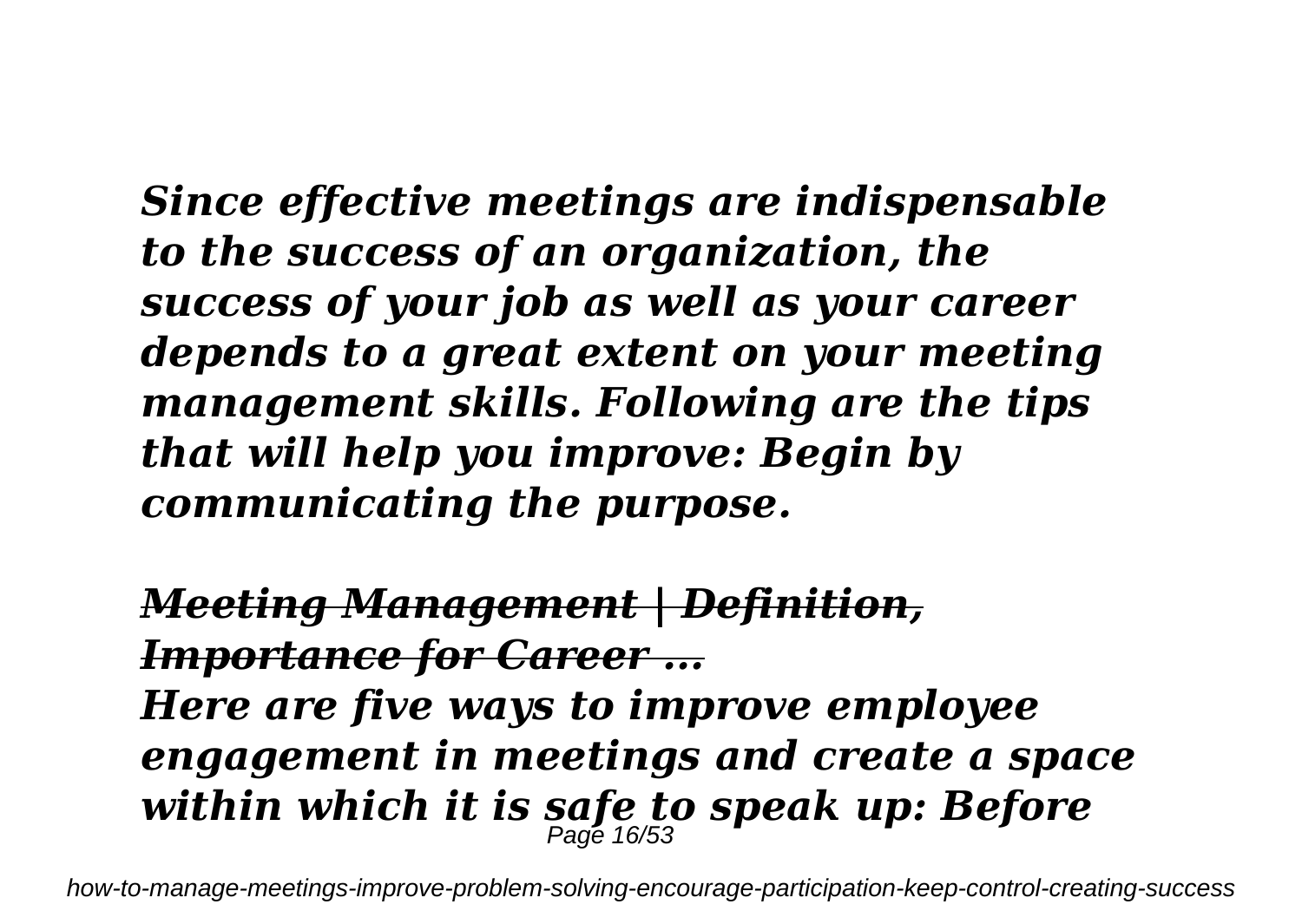***Since effective meetings are indispensable to the success of an organization, the success of your job as well as your career depends to a great extent on your meeting management skills. Following are the tips that will help you improve: Begin by communicating the purpose.***

## ***~~Meeting Management | Definition, Importance for Career ...~~***

***Here are five ways to improve employee engagement in meetings and create a space within which it is safe to speak up: Before***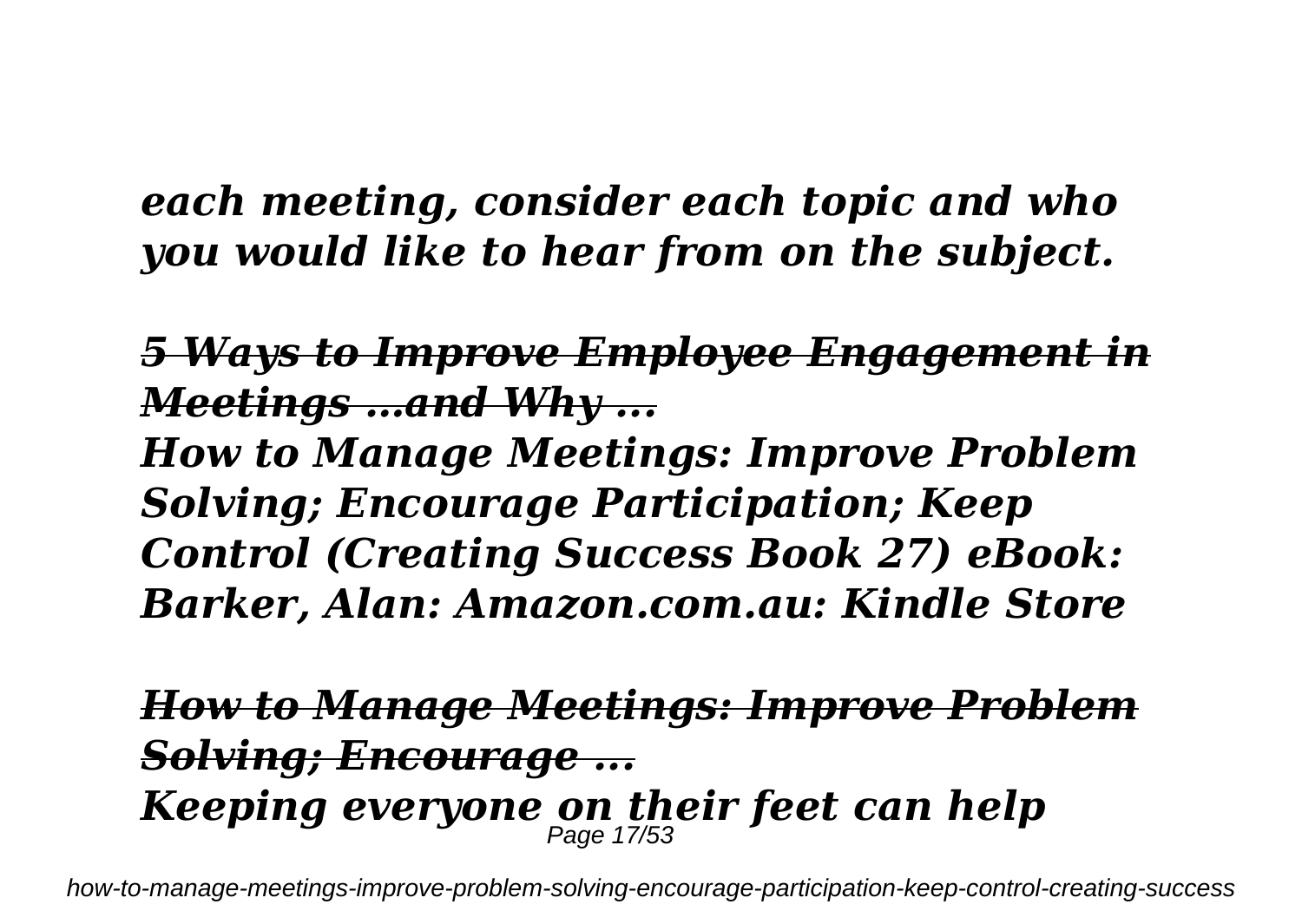*each meeting, consider each topic and who you would like to hear from on the subject.*

***5 Ways to Improve Employee Engagement in Meetings …and Why ...***

***How to Manage Meetings: Improve Problem Solving; Encourage Participation; Keep Control (Creating Success Book 27) eBook: Barker, Alan: Amazon.com.au: Kindle Store***

***How to Manage Meetings: Improve Problem Solving; Encourage ...***

***Keeping everyone on their feet can help***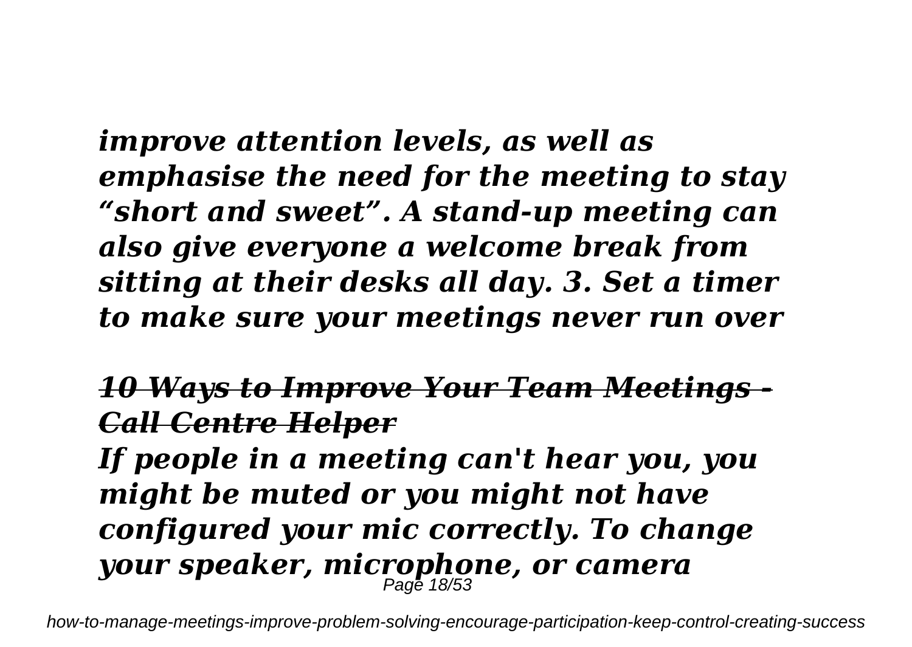*improve attention levels, as well as emphasise the need for the meeting to stay "short and sweet". A stand-up meeting can also give everyone a welcome break from sitting at their desks all day. 3. Set a timer to make sure your meetings never run over*

## *10 Ways to Improve Your Team Meetings - Call Centre Helper*

*If people in a meeting can't hear you, you might be muted or you might not have configured your mic correctly. To change your speaker, microphone, or camera*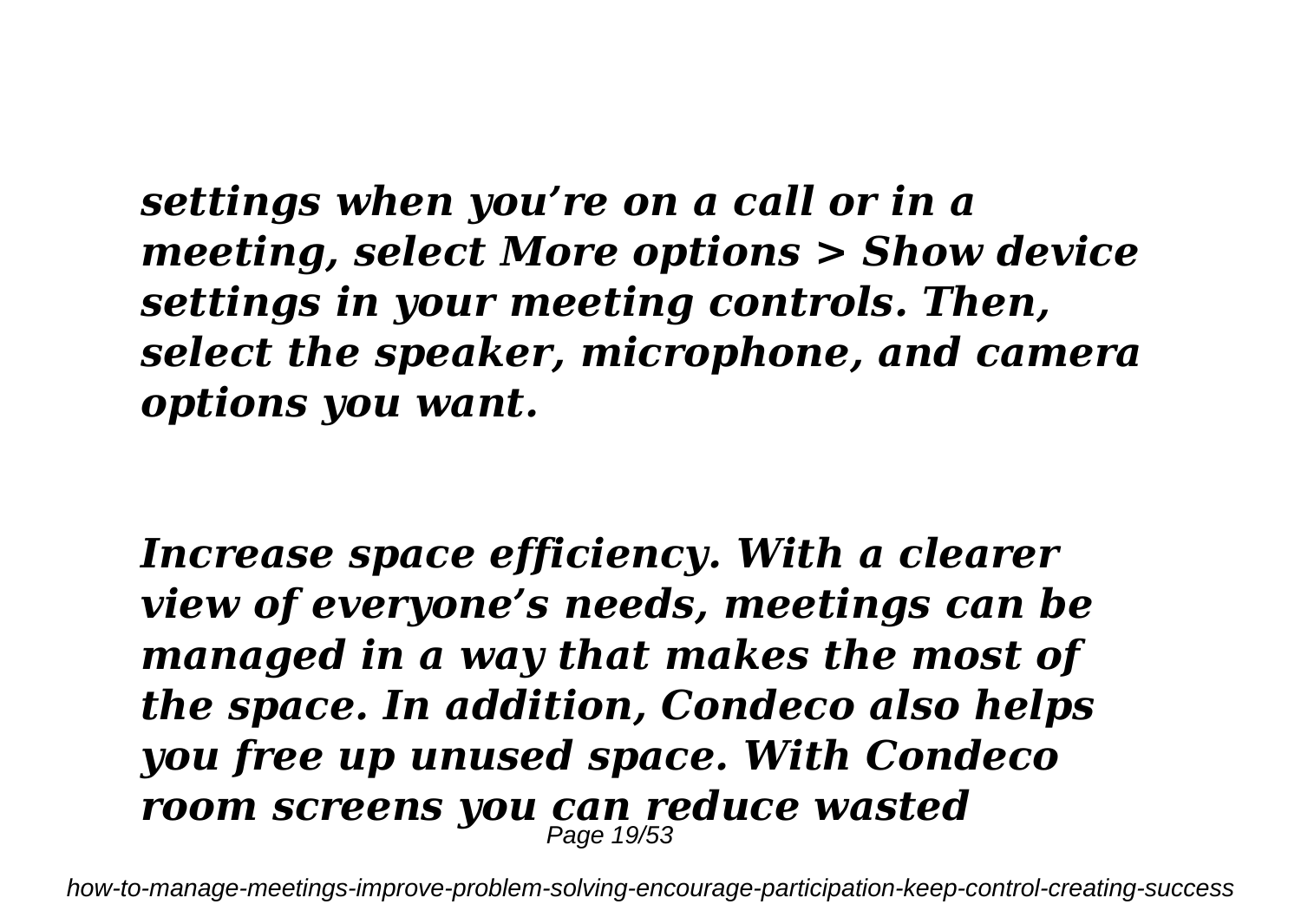*settings when you’re on a call or in a meeting, select More options > Show device settings in your meeting controls. Then, select the speaker, microphone, and camera options you want.*

*Increase space efficiency. With a clearer view of everyone’s needs, meetings can be managed in a way that makes the most of the space. In addition, Condeco also helps you free up unused space. With Condeco room screens you can reduce wasted*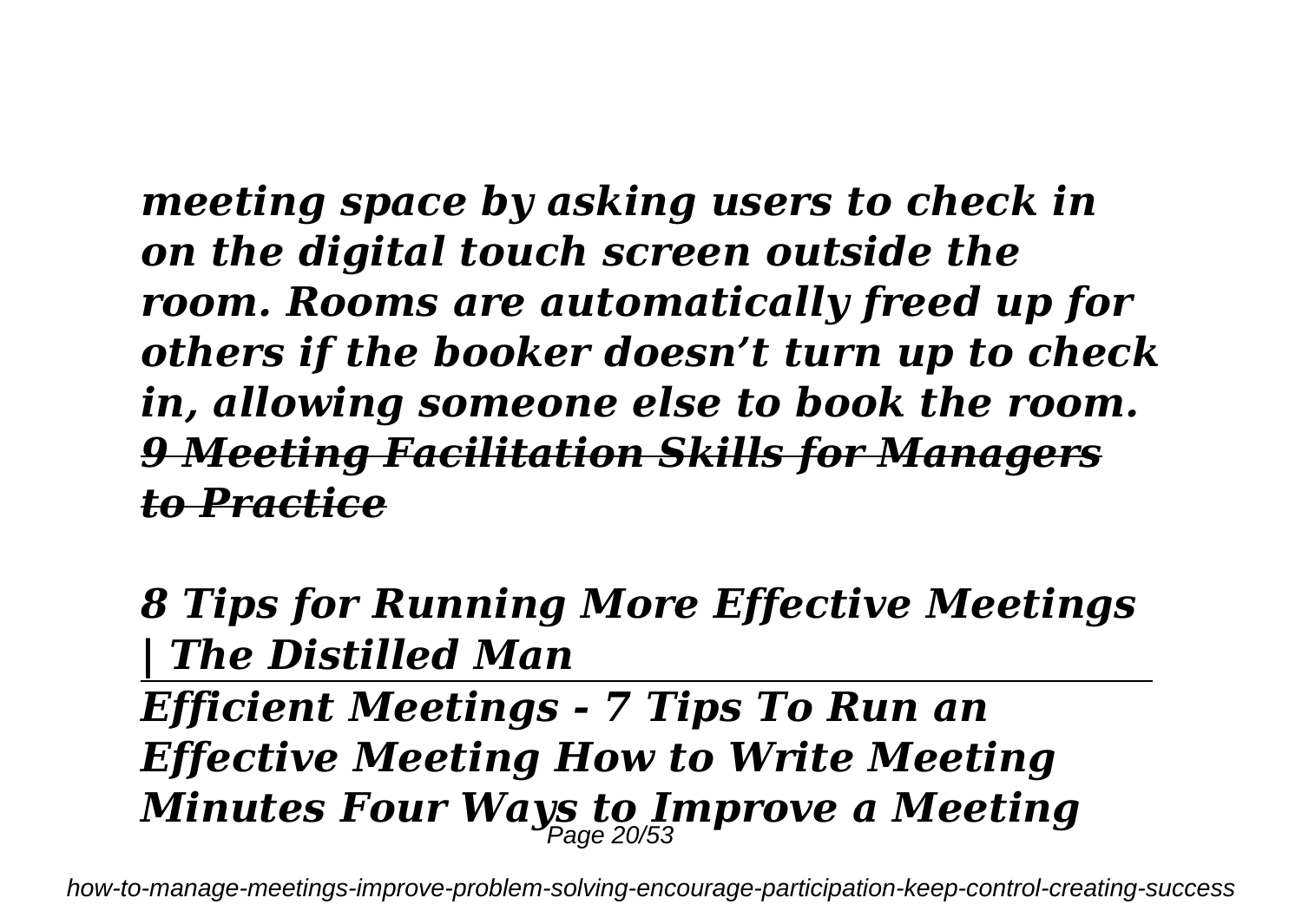*meeting space by asking users to check in on the digital touch screen outside the room. Rooms are automatically freed up for others if the booker doesn't turn up to check in, allowing someone else to book the room.* ***~~9 Meeting Facilitation Skills for Managers to Practice~~***

***8 Tips for Running More Effective Meetings | The Distilled Man***

---

***Efficient Meetings - 7 Tips To Run an Effective Meeting How to Write Meeting Minutes Four Ways to Improve a Meeting***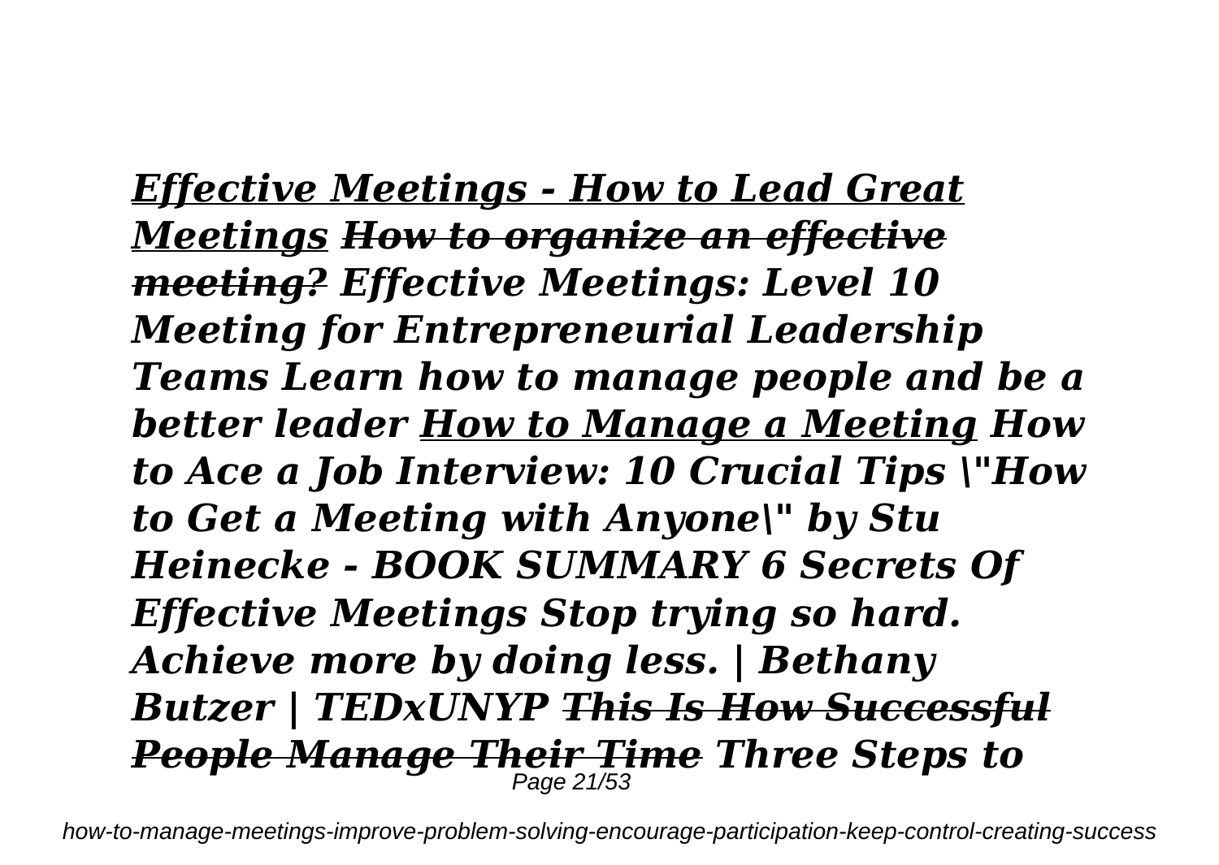***Effective Meetings - How to Lead Great Meetings*** ***~~How to organize an effective meeting?~~*** ***Effective Meetings: Level 10 Meeting for Entrepreneurial Leadership Teams Learn how to manage people and be a better leader*** ***How to Manage a Meeting*** ***How to Ace a Job Interview: 10 Crucial Tips \"How to Get a Meeting with Anyone\" by Stu Heinecke - BOOK SUMMARY 6 Secrets Of Effective Meetings Stop trying so hard. Achieve more by doing less. | Bethany Butzer | TEDxUNYP*** ***~~This Is How Successful People Manage Their Time~~*** ***Three Steps to***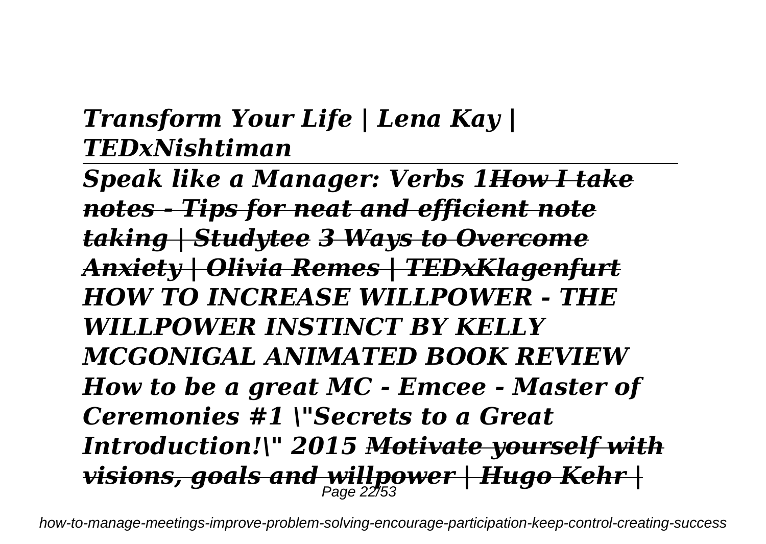***Transform Your Life | Lena Kay | TEDxNishtiman***

---

***Speak like a Manager: Verbs 1*** ***~~How I take notes - Tips for neat and efficient note taking | Studytee~~*** ***~~3 Ways to Overcome Anxiety | Olivia Remes | TEDxKlagenfurt~~*** ***HOW TO INCREASE WILLPOWER - THE WILLPOWER INSTINCT BY KELLY MCGONIGAL ANIMATED BOOK REVIEW*** ***How to be a great MC - Emcee - Master of Ceremonies #1 \"Secrets to a Great Introduction!\" 2015*** ***~~Motivate yourself with visions, goals and willpower | Hugo Kehr |~~***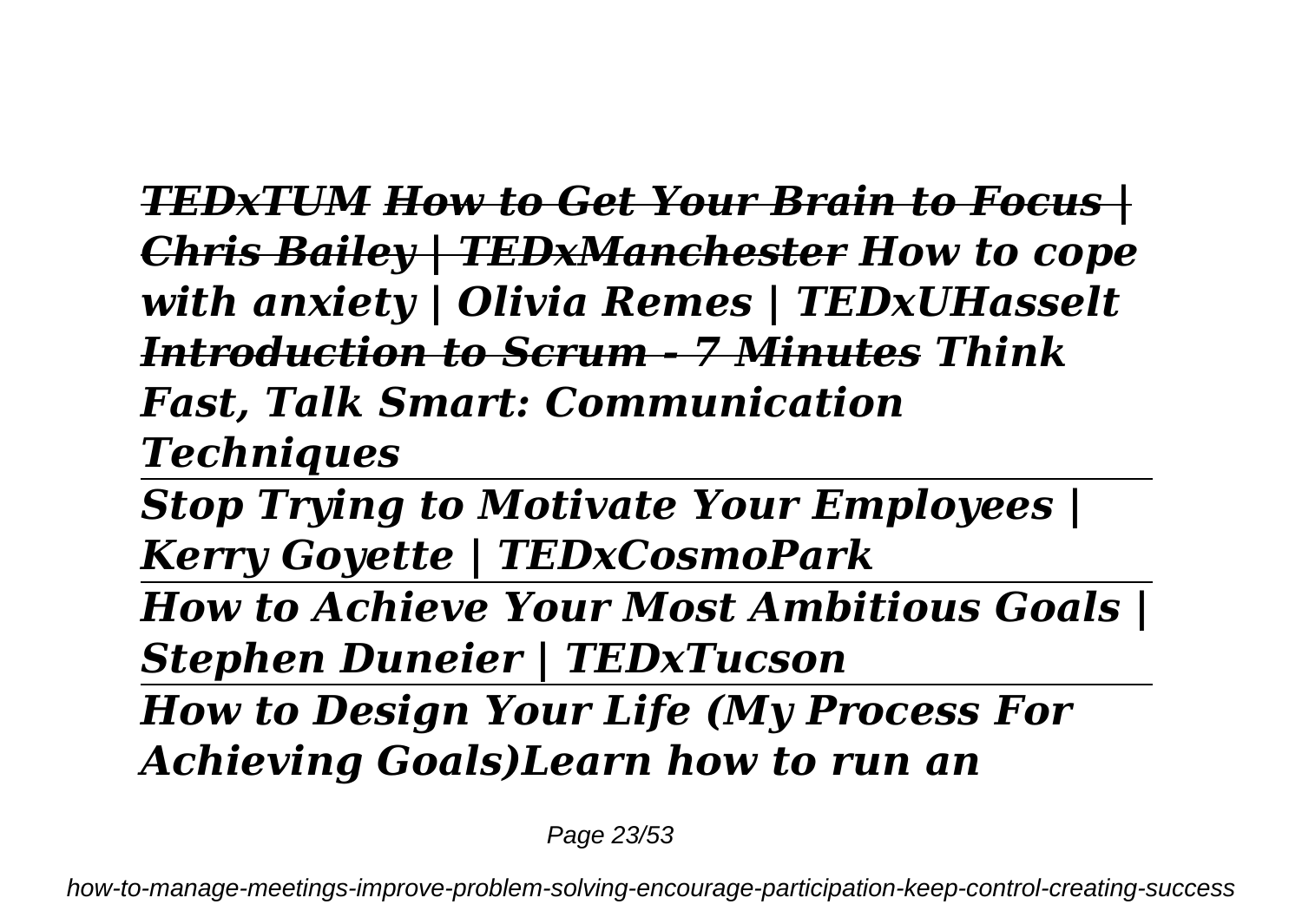***TEDxTUM How to Get Your Brain to Focus | Chris Bailey | TEDxManchester How to cope with anxiety | Olivia Remes | TEDxUHasselt Introduction to Scrum - 7 Minutes Think Fast, Talk Smart: Communication Techniques***

---

***Stop Trying to Motivate Your Employees | Kerry Goyette | TEDxCosmoPark***

---

***How to Achieve Your Most Ambitious Goals | Stephen Duneier | TEDxTucson***

---

***How to Design Your Life (My Process For Achieving Goals)Learn how to run an***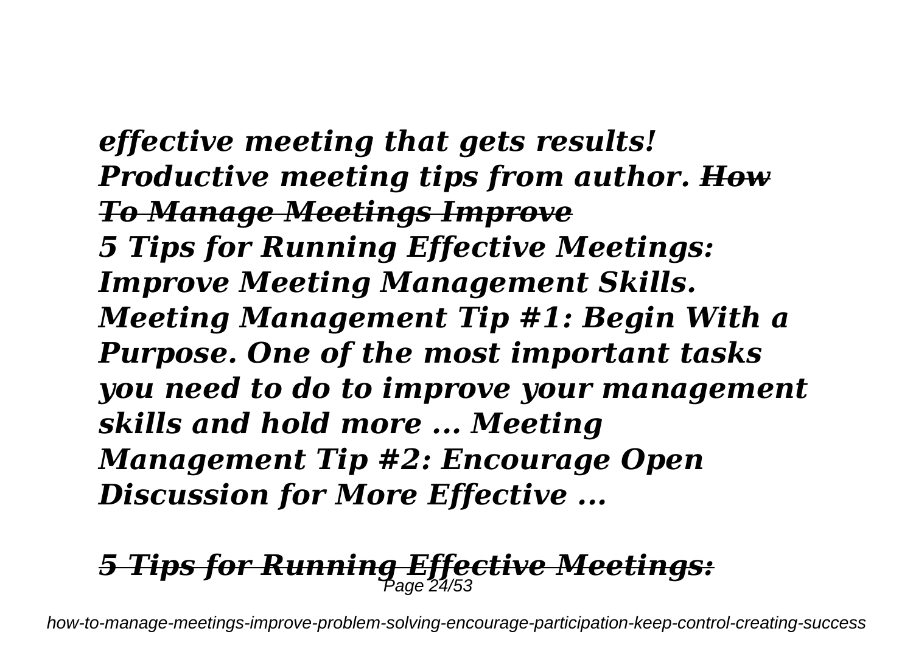*effective meeting that gets results! Productive meeting tips from author.* ***How To Manage Meetings Improve***

***5 Tips for Running Effective Meetings: Improve Meeting Management Skills. Meeting Management Tip #1: Begin With a Purpose. One of the most important tasks you need to do to improve your management skills and hold more ... Meeting Management Tip #2: Encourage Open Discussion for More Effective ...***

## *5 Tips for Running Effective Meetings:*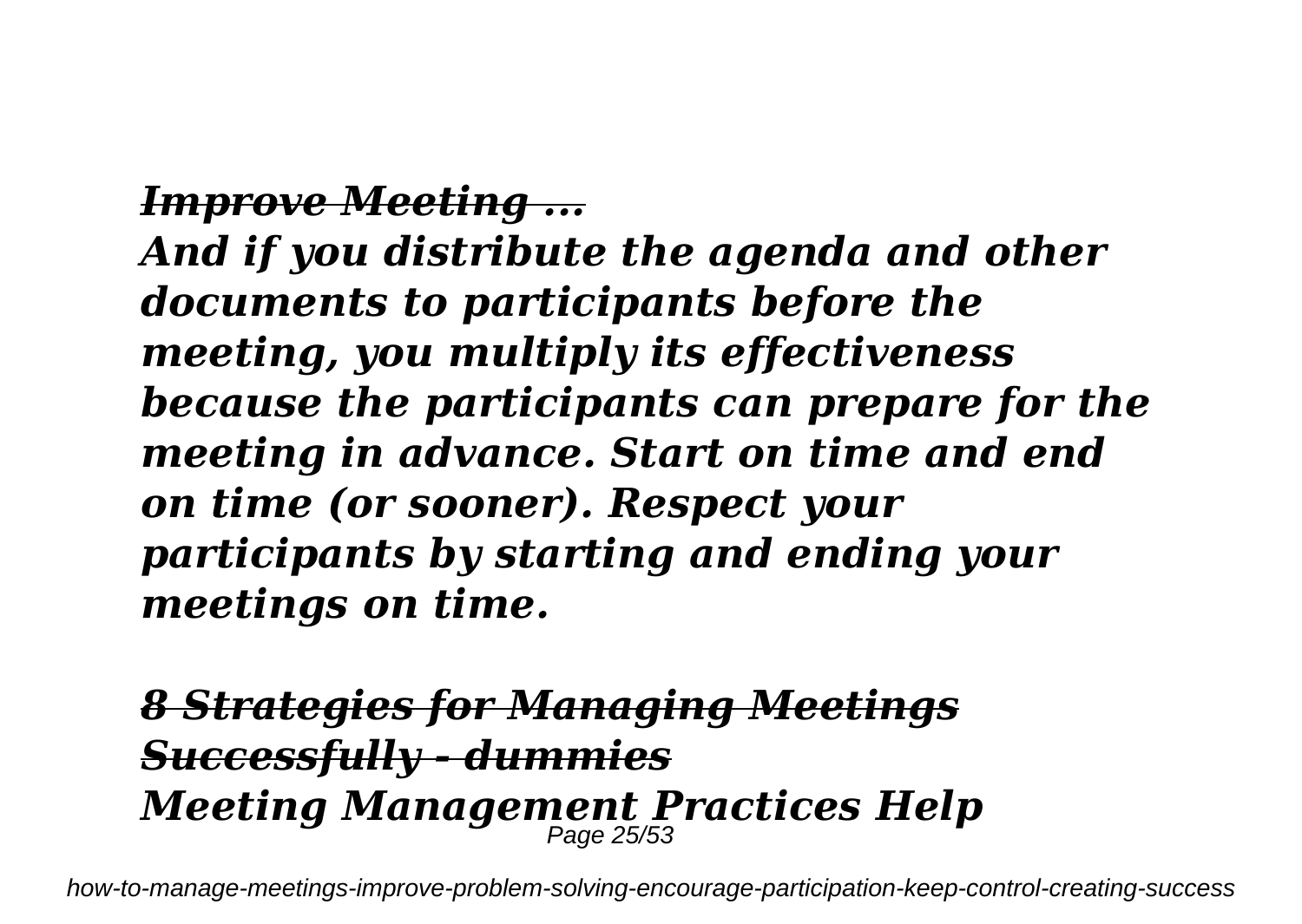*~~Improve Meeting ...~~*

***And if you distribute the agenda and other documents to participants before the meeting, you multiply its effectiveness because the participants can prepare for the meeting in advance. Start on time and end on time (or sooner). Respect your participants by starting and ending your meetings on time.***

*~~8 Strategies for Managing Meetings Successfully - dummies~~*

***Meeting Management Practices Help***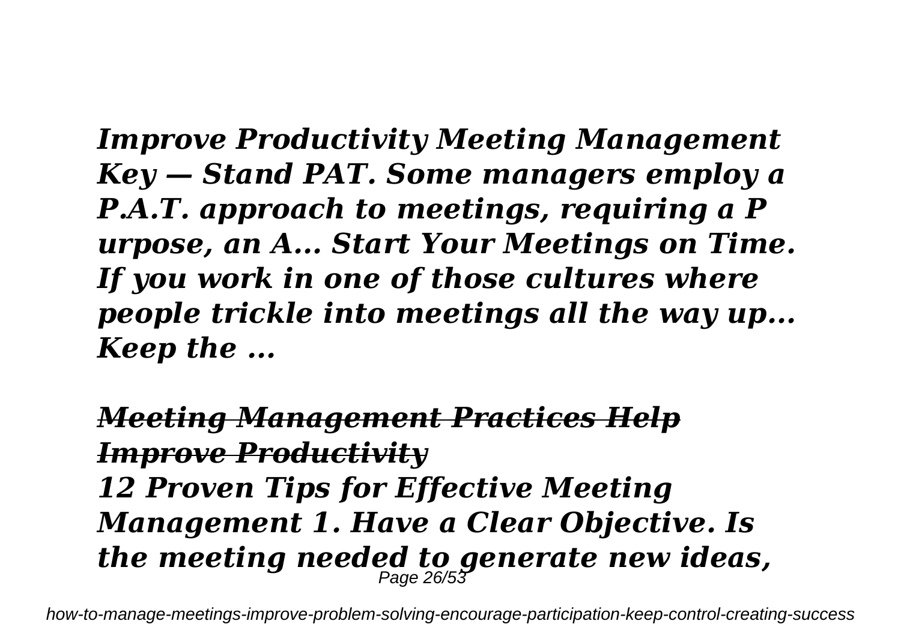*Improve Productivity Meeting Management Key — Stand PAT. Some managers employ a P.A.T. approach to meetings, requiring a P urpose, an A... Start Your Meetings on Time. If you work in one of those cultures where people trickle into meetings all the way up... Keep the ...*

## *~~Meeting Management Practices Help Improve Productivity~~*

*12 Proven Tips for Effective Meeting Management 1. Have a Clear Objective. Is the meeting needed to generate new ideas,*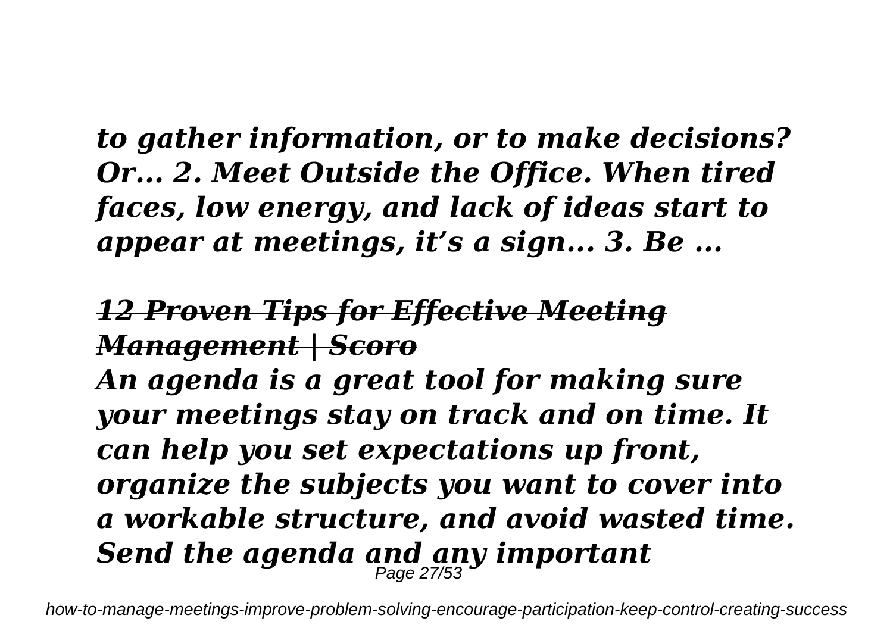*to gather information, or to make decisions? Or... 2. Meet Outside the Office. When tired faces, low energy, and lack of ideas start to appear at meetings, it's a sign... 3. Be ...*

## *~~12 Proven Tips for Effective Meeting Management | Scoro~~*

*An agenda is a great tool for making sure your meetings stay on track and on time. It can help you set expectations up front, organize the subjects you want to cover into a workable structure, and avoid wasted time. Send the agenda and any important*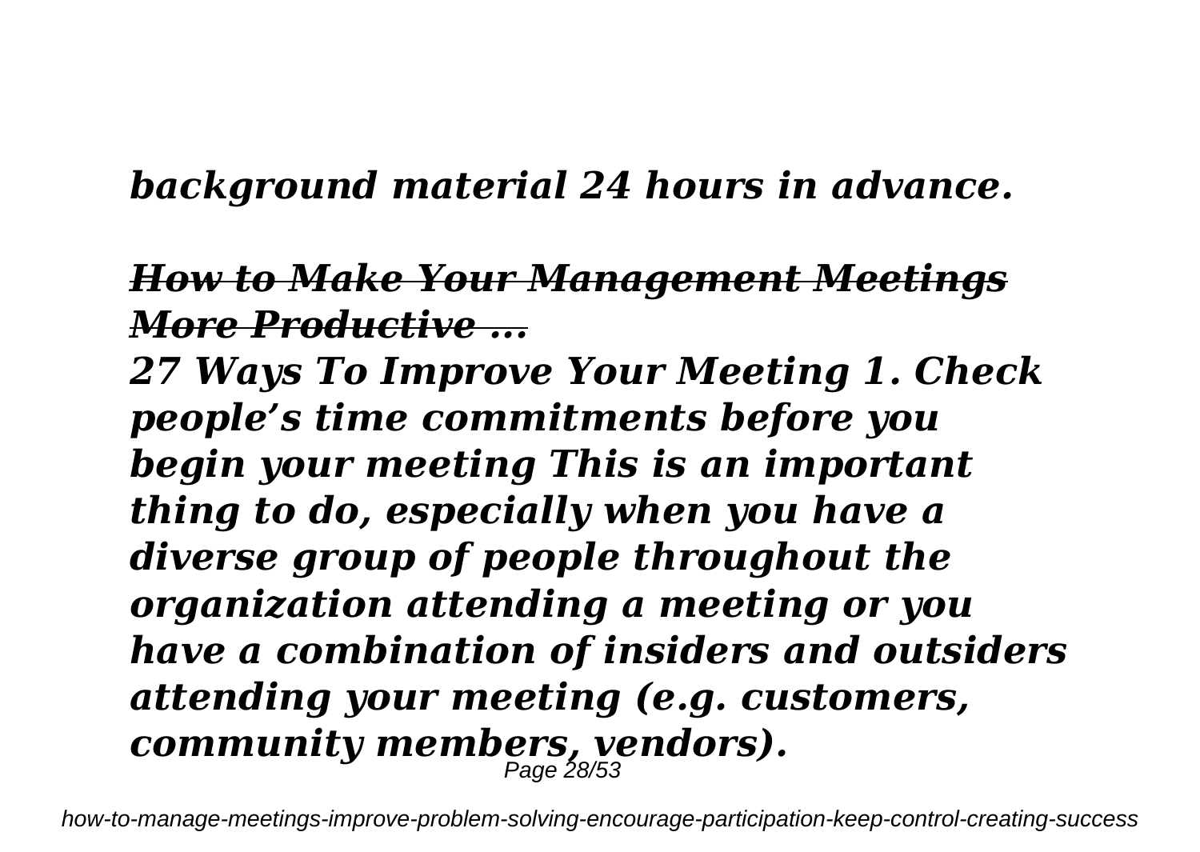*background material 24 hours in advance.*

### *How to Make Your Management Meetings More Productive ...*

*27 Ways To Improve Your Meeting 1. Check people's time commitments before you begin your meeting This is an important thing to do, especially when you have a diverse group of people throughout the organization attending a meeting or you have a combination of insiders and outsiders attending your meeting (e.g. customers, community members, vendors).*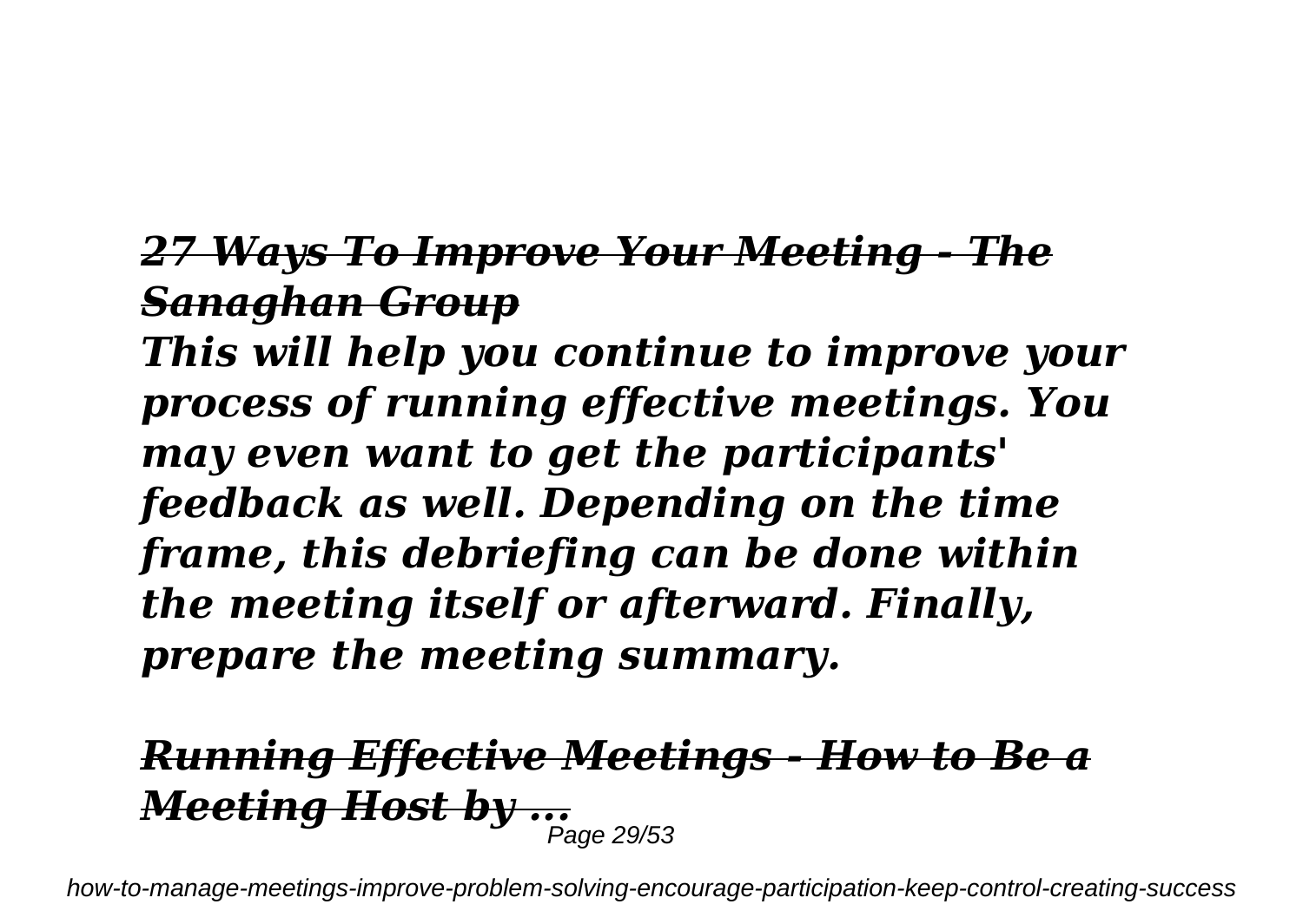### *27 Ways To Improve Your Meeting - The Sanaghan Group*

***This will help you continue to improve your process of running effective meetings. You may even want to get the participants' feedback as well. Depending on the time frame, this debriefing can be done within the meeting itself or afterward. Finally, prepare the meeting summary.***

### *Running Effective Meetings - How to Be a Meeting Host by ...*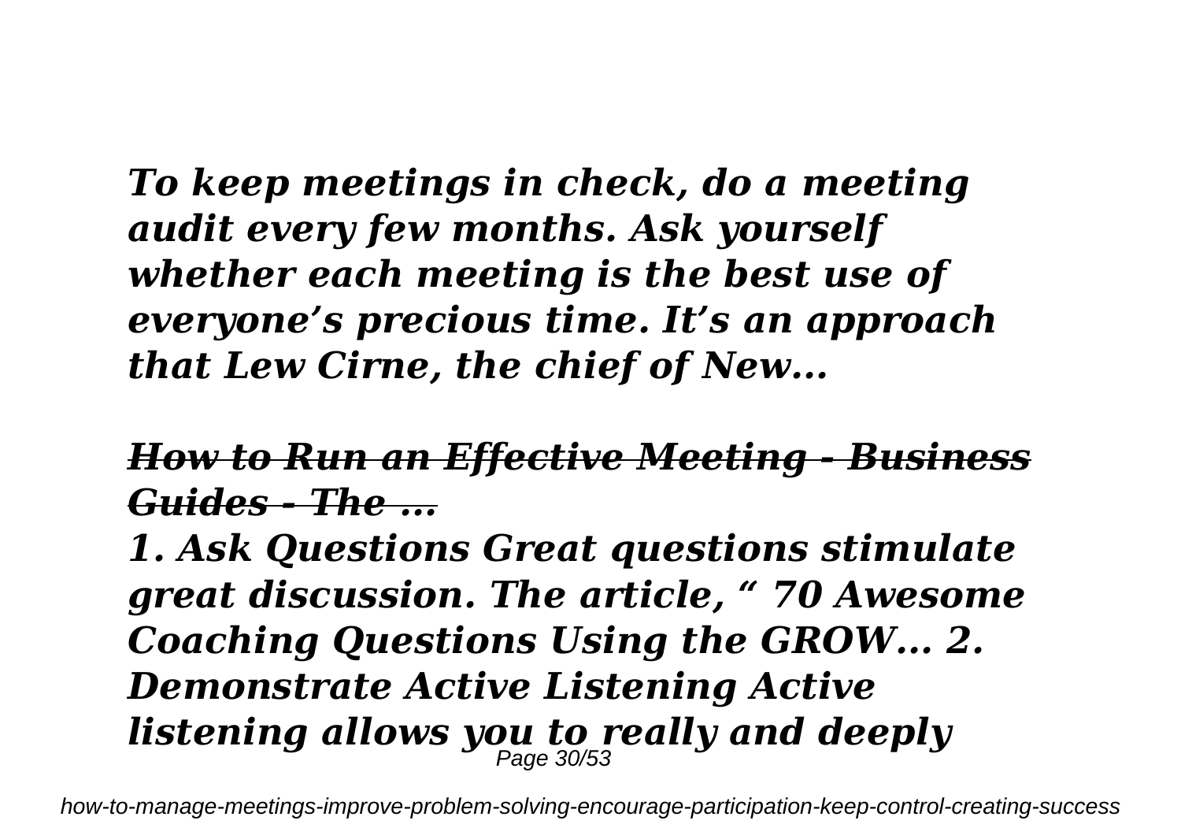*To keep meetings in check, do a meeting audit every few months. Ask yourself whether each meeting is the best use of everyone's precious time. It's an approach that Lew Cirne, the chief of New...*

### *How to Run an Effective Meeting - Business Guides - The ...*

*1. Ask Questions Great questions stimulate great discussion. The article, " 70 Awesome Coaching Questions Using the GROW... 2. Demonstrate Active Listening Active listening allows you to really and deeply*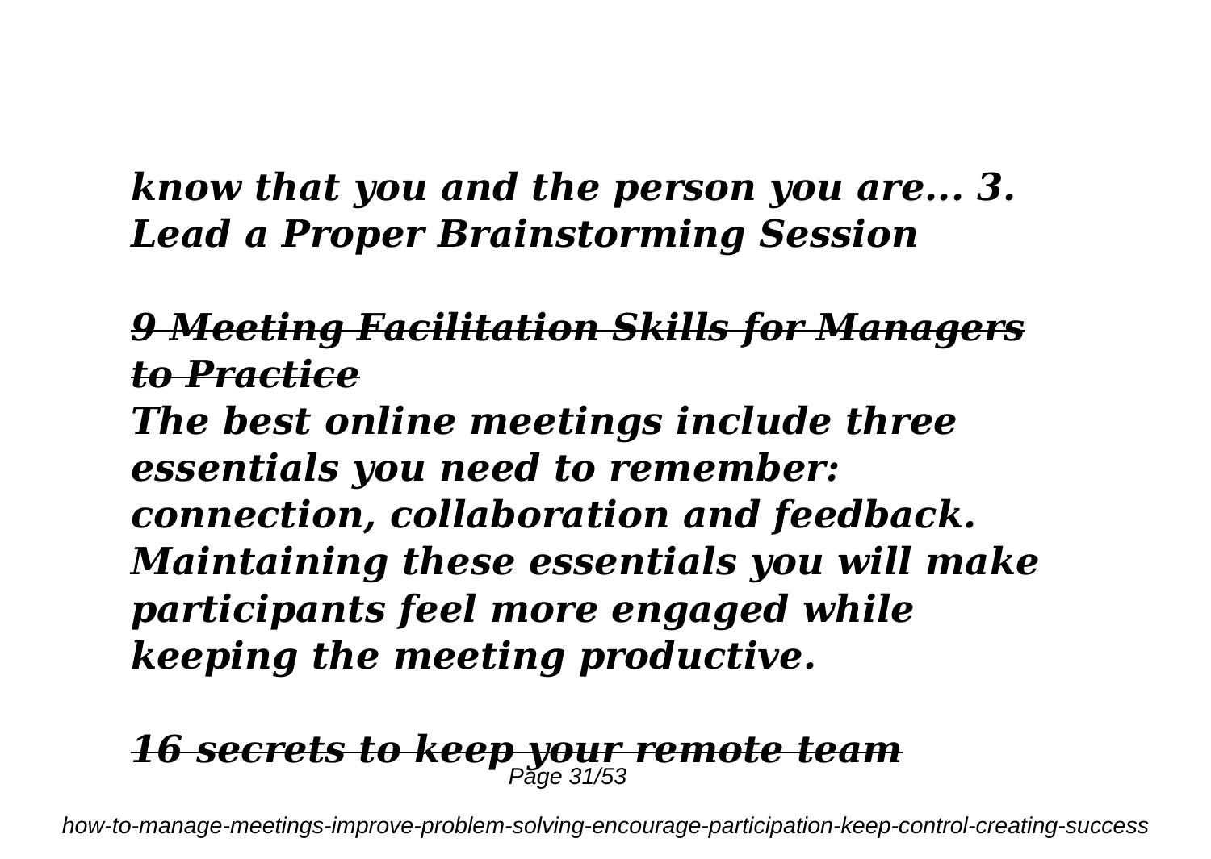*know that you and the person you are... 3. Lead a Proper Brainstorming Session*

## *~~9 Meeting Facilitation Skills for Managers to Practice~~*

*The best online meetings include three essentials you need to remember: connection, collaboration and feedback. Maintaining these essentials you will make participants feel more engaged while keeping the meeting productive.*

## *~~16 secrets to keep your remote team~~*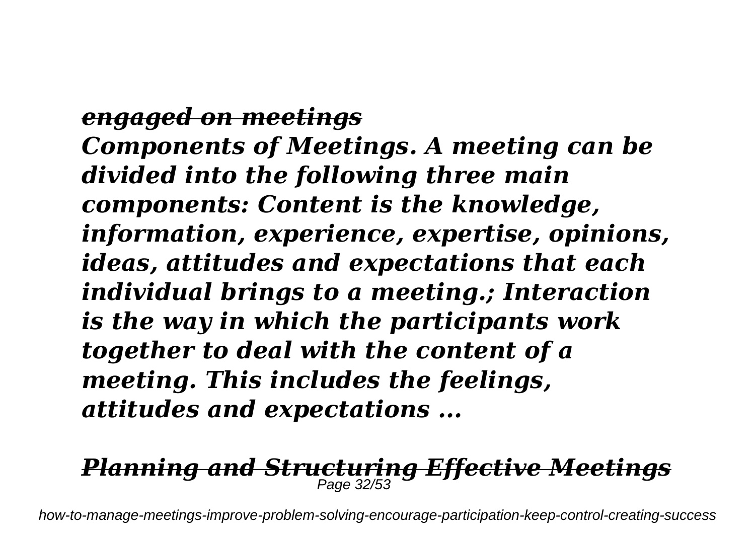### *engaged on meetings*

***Components of Meetings. A meeting can be divided into the following three main components: Content is the knowledge, information, experience, expertise, opinions, ideas, attitudes and expectations that each individual brings to a meeting.; Interaction is the way in which the participants work together to deal with the content of a meeting. This includes the feelings, attitudes and expectations ...***

### *Planning and Structuring Effective Meetings*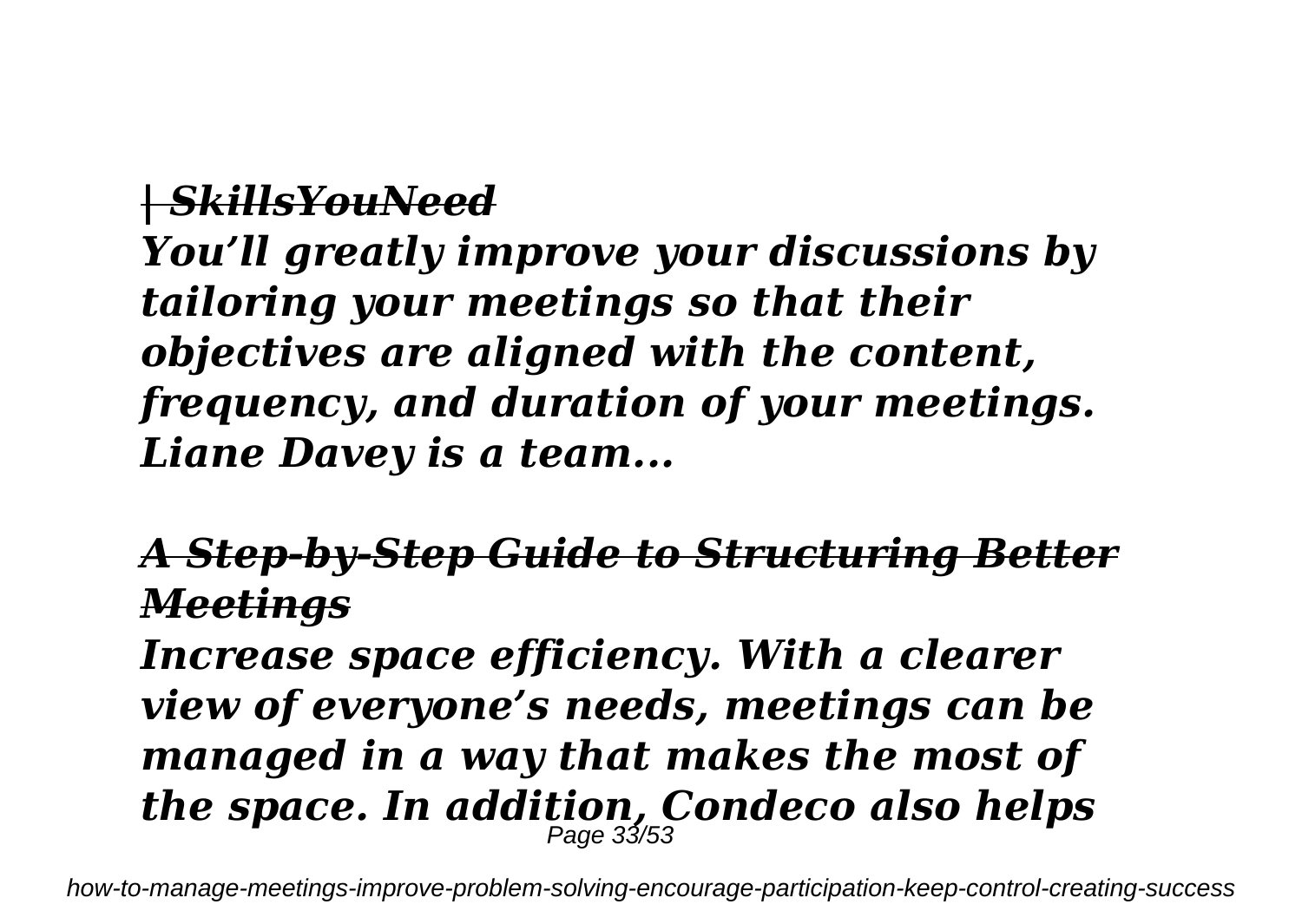*| SkillsYouNeed*

***You'll greatly improve your discussions by tailoring your meetings so that their objectives are aligned with the content, frequency, and duration of your meetings. Liane Davey is a team...***

## *A Step-by-Step Guide to Structuring Better Meetings*

***Increase space efficiency. With a clearer view of everyone's needs, meetings can be managed in a way that makes the most of the space. In addition, Condeco also helps***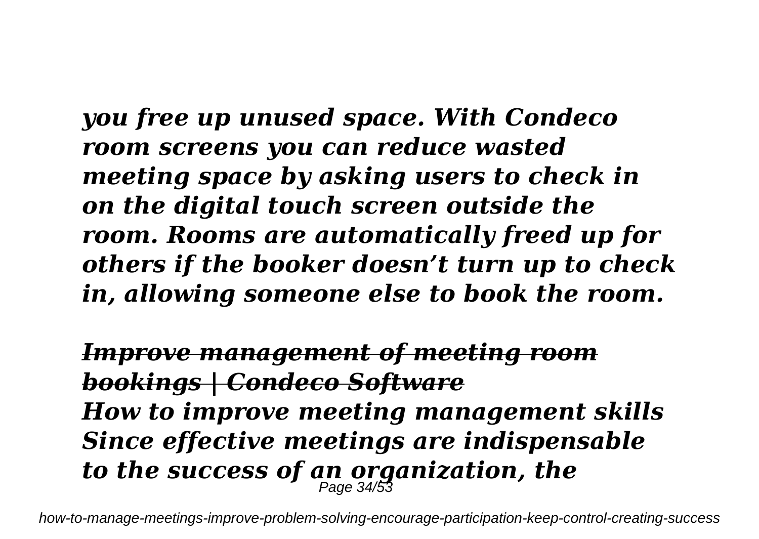*you free up unused space. With Condeco room screens you can reduce wasted meeting space by asking users to check in on the digital touch screen outside the room. Rooms are automatically freed up for others if the booker doesn't turn up to check in, allowing someone else to book the room.*

*~~Improve management of meeting room bookings | Condeco Software~~*

*How to improve meeting management skills Since effective meetings are indispensable to the success of an organization, the*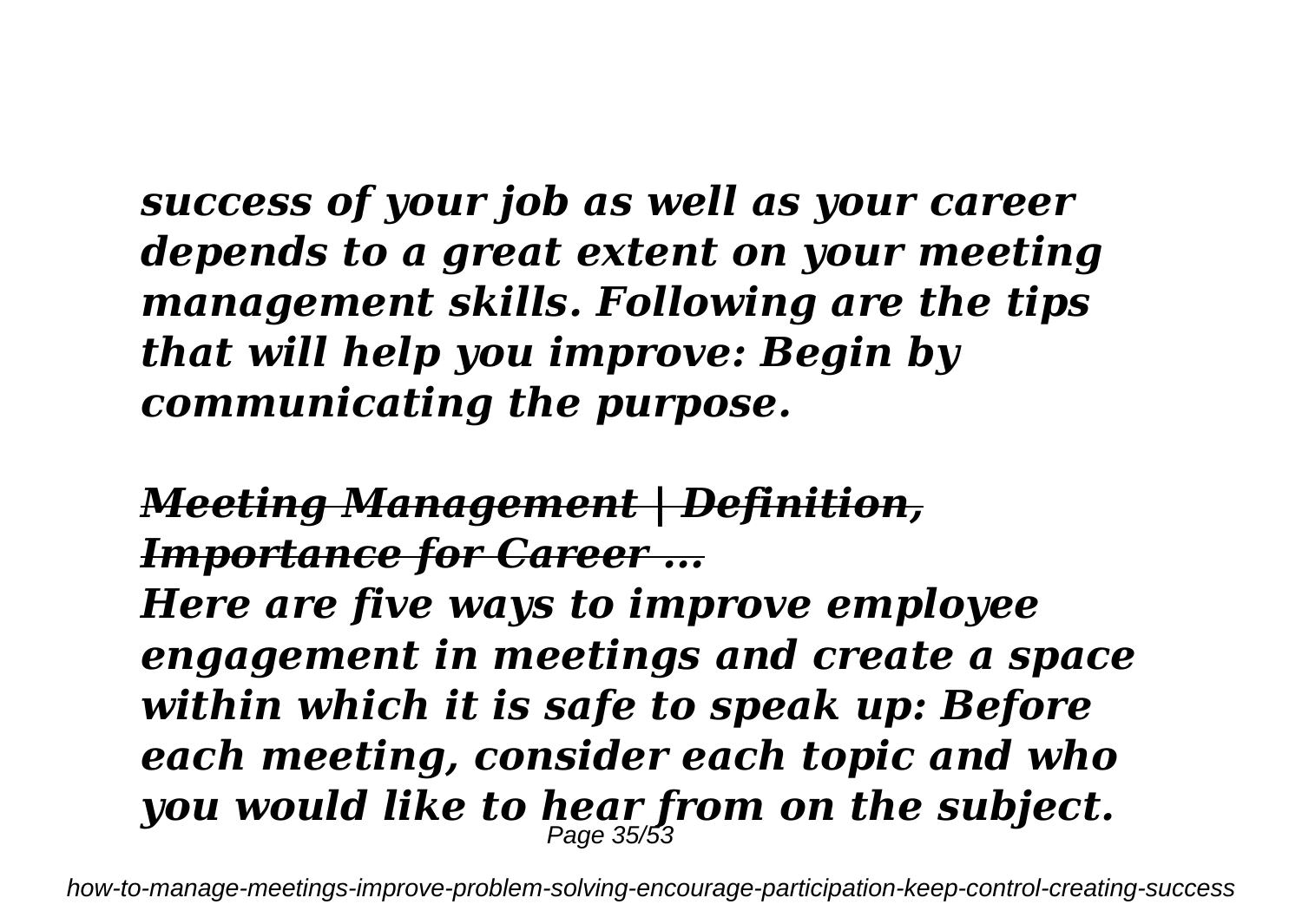*success of your job as well as your career depends to a great extent on your meeting management skills. Following are the tips that will help you improve: Begin by communicating the purpose.*

## ***~~Meeting Management | Definition, Importance for Career ...~~***

*Here are five ways to improve employee engagement in meetings and create a space within which it is safe to speak up: Before each meeting, consider each topic and who you would like to hear from on the subject.*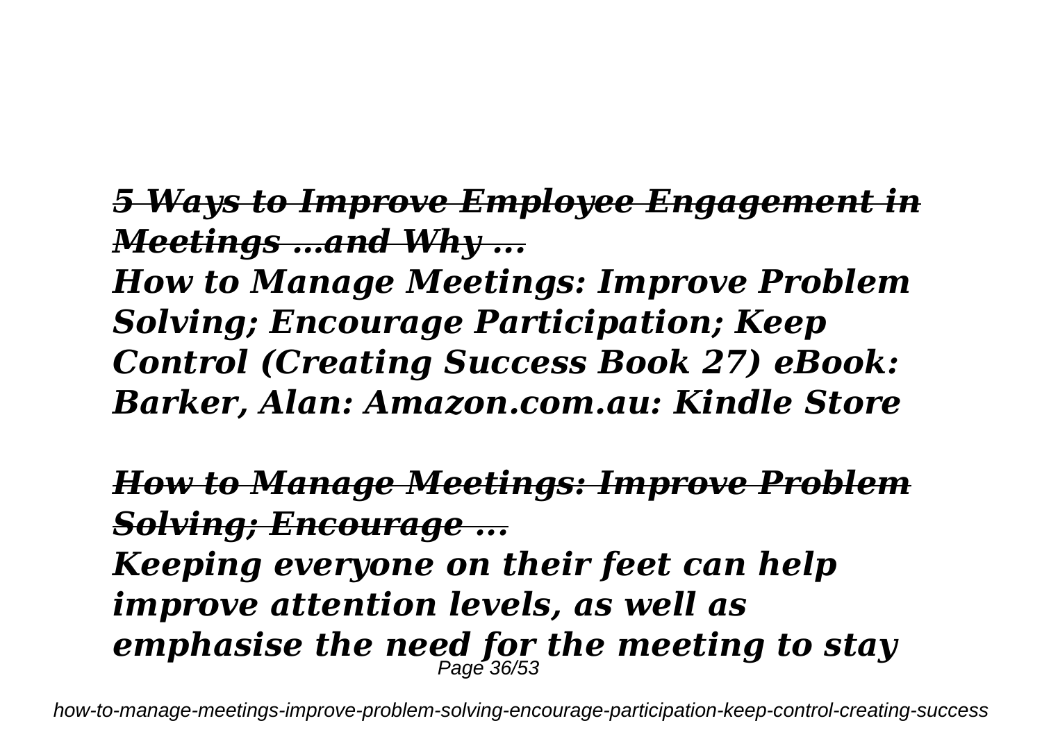## *5 Ways to Improve Employee Engagement in Meetings …and Why ...*

***How to Manage Meetings: Improve Problem Solving; Encourage Participation; Keep Control (Creating Success Book 27) eBook: Barker, Alan: Amazon.com.au: Kindle Store***

## *How to Manage Meetings: Improve Problem Solving; Encourage ...*

***Keeping everyone on their feet can help improve attention levels, as well as emphasise the need for the meeting to stay***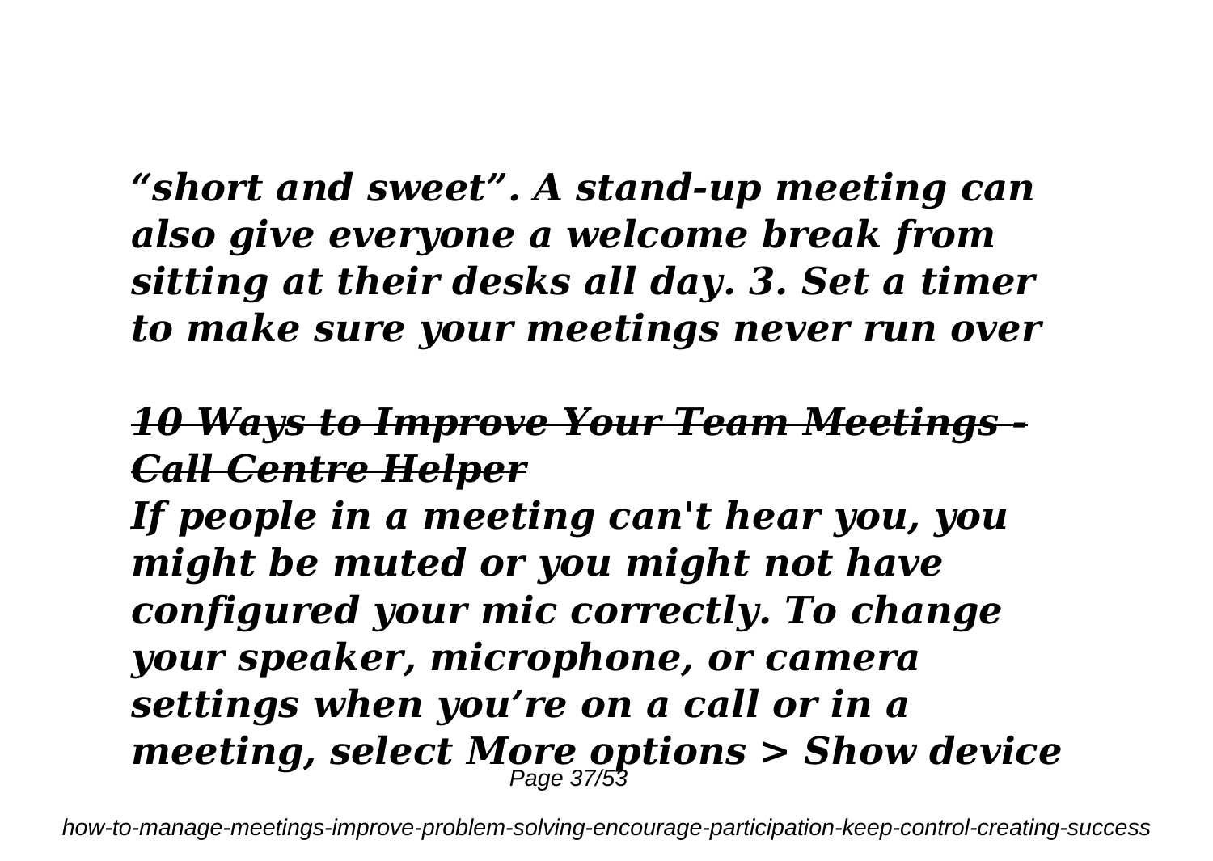*“short and sweet”. A stand-up meeting can also give everyone a welcome break from sitting at their desks all day. 3. Set a timer to make sure your meetings never run over*

## *~~10 Ways to Improve Your Team Meetings - Call Centre Helper~~*

*If people in a meeting can't hear you, you might be muted or you might not have configured your mic correctly. To change your speaker, microphone, or camera settings when you’re on a call or in a meeting, select More options > Show device*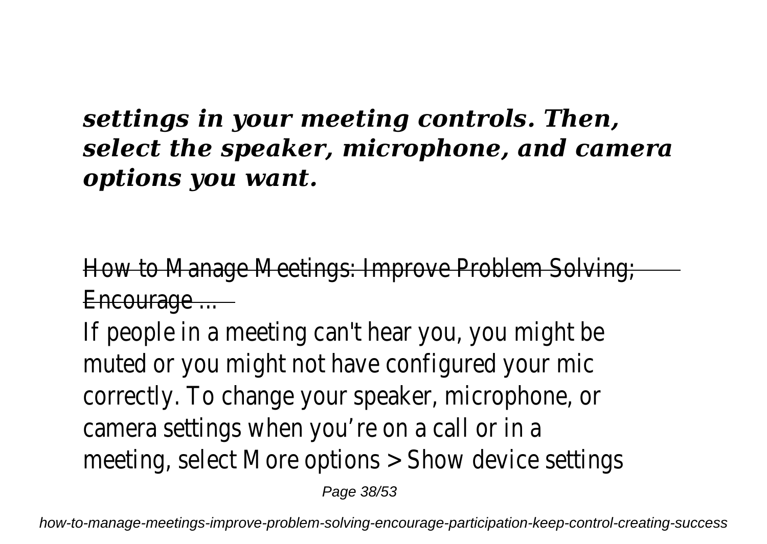***settings in your meeting controls. Then, select the speaker, microphone, and camera options you want.***

How to Manage Meetings: Improve Problem Solving; Encourage ...

If people in a meeting can't hear you, you might be muted or you might not have configured your mic correctly. To change your speaker, microphone, or camera settings when you're on a call or in a meeting, select More options > Show device settings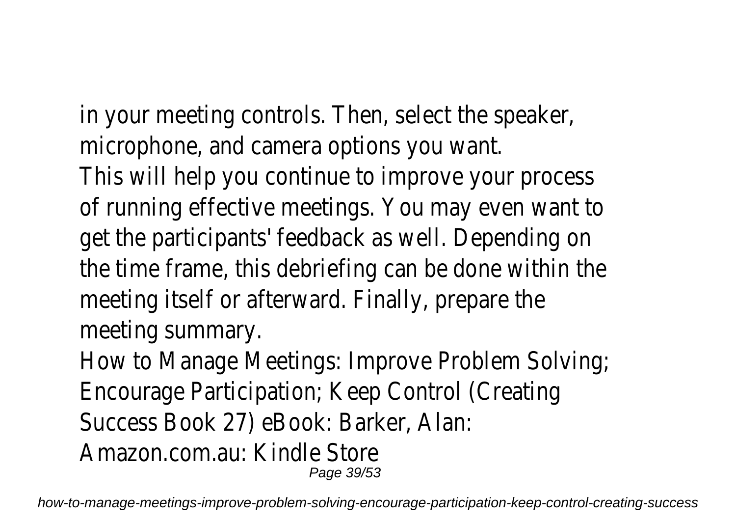in your meeting controls. Then, select the speaker, microphone, and camera options you want.

This will help you continue to improve your process of running effective meetings. You may even want to get the participants' feedback as well. Depending on the time frame, this debriefing can be done within the meeting itself or afterward. Finally, prepare the meeting summary.

How to Manage Meetings: Improve Problem Solving; Encourage Participation; Keep Control (Creating Success Book 27) eBook: Barker, Alan: Amazon.com.au: Kindle Store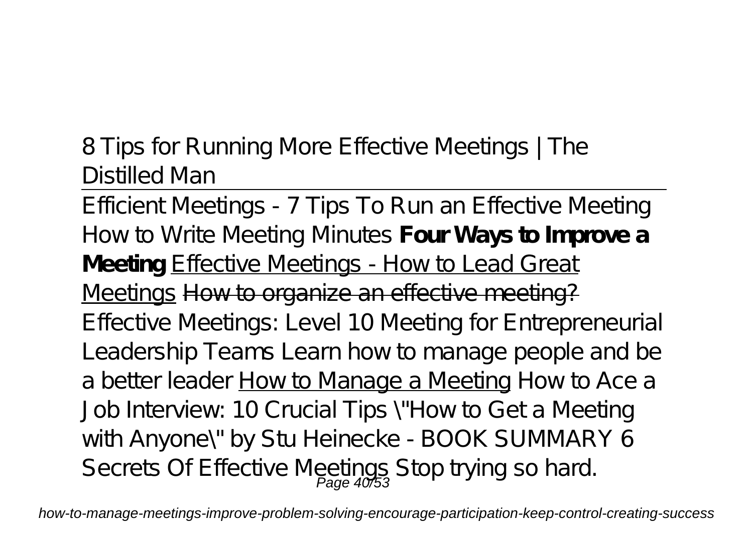*8 Tips for Running More Effective Meetings | The Distilled Man*

---

Efficient Meetings - 7 Tips To Run an Effective Meeting *How to Write Meeting Minutes* **Four Ways to Improve a Meeting** Effective Meetings - How to Lead Great Meetings ~~How to organize an effective meeting?~~ *Effective Meetings: Level 10 Meeting for Entrepreneurial Leadership Teams* *Learn how to manage people and be a better leader* How to Manage a Meeting *How to Ace a Job Interview: 10 Crucial Tips* \"How to Get a Meeting with Anyone\" by Stu Heinecke - BOOK SUMMARY *6 Secrets Of Effective Meetings* Stop trying so hard.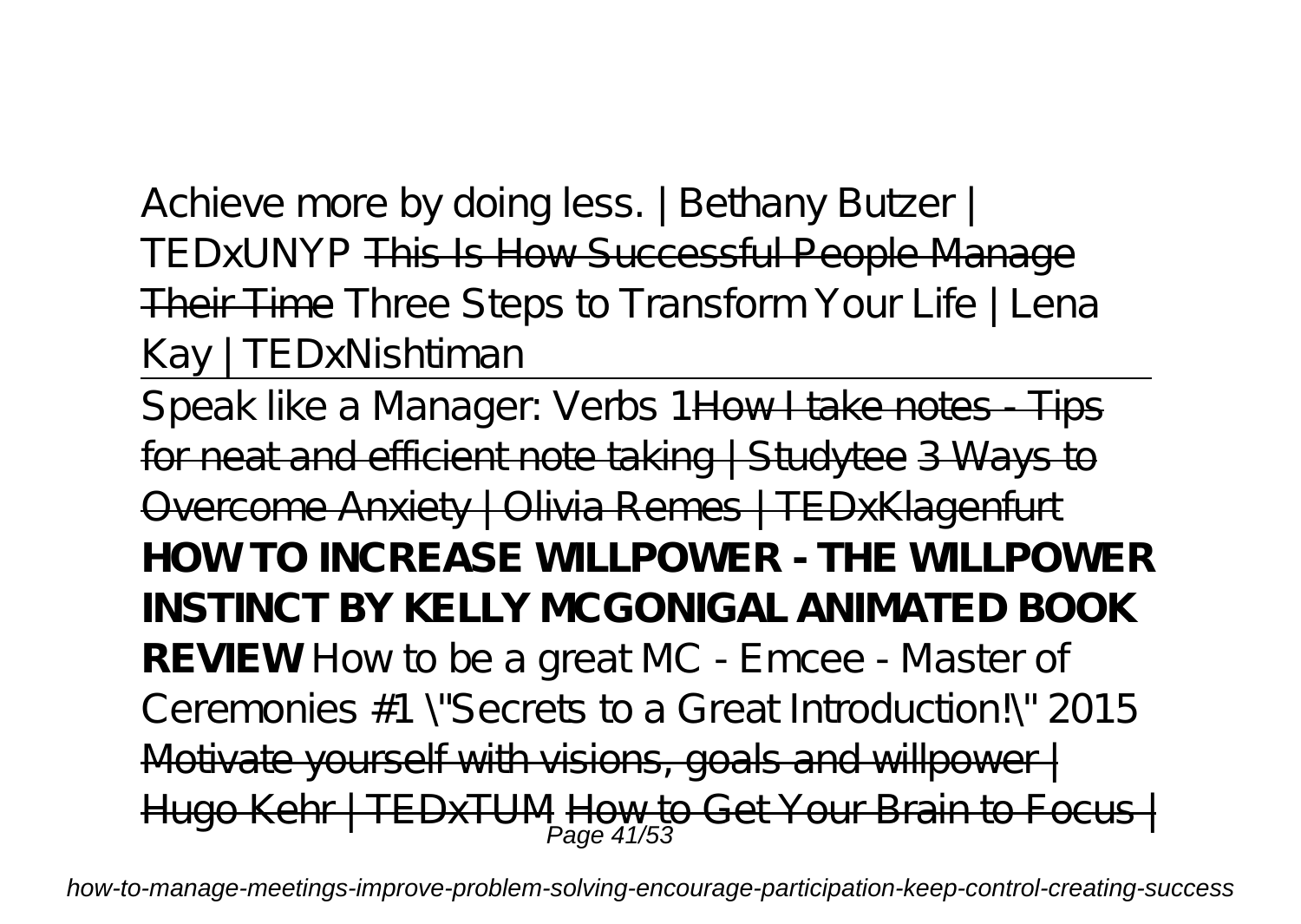*Achieve more by doing less. | Bethany Butzer | TEDxUNYP* ~~This Is How Successful People Manage Their Time~~ *Three Steps to Transform Your Life | Lena Kay | TEDxNishtiman*

---

Speak like a Manager: Verbs 1 ~~How I take notes - Tips for neat and efficient note taking | Studytee~~ ~~3 Ways to Overcome Anxiety | Olivia Remes | TEDxKlagenfurt~~ **HOW TO INCREASE WILLPOWER - THE WILLPOWER INSTINCT BY KELLY MCGONIGAL ANIMATED BOOK REVIEW** *How to be a great MC - Emcee - Master of Ceremonies #1 \"Secrets to a Great Introduction!\" 2015* ~~Motivate yourself with visions, goals and willpower | Hugo Kehr | TEDxTUM~~ ~~How to Get Your Brain to Focus |~~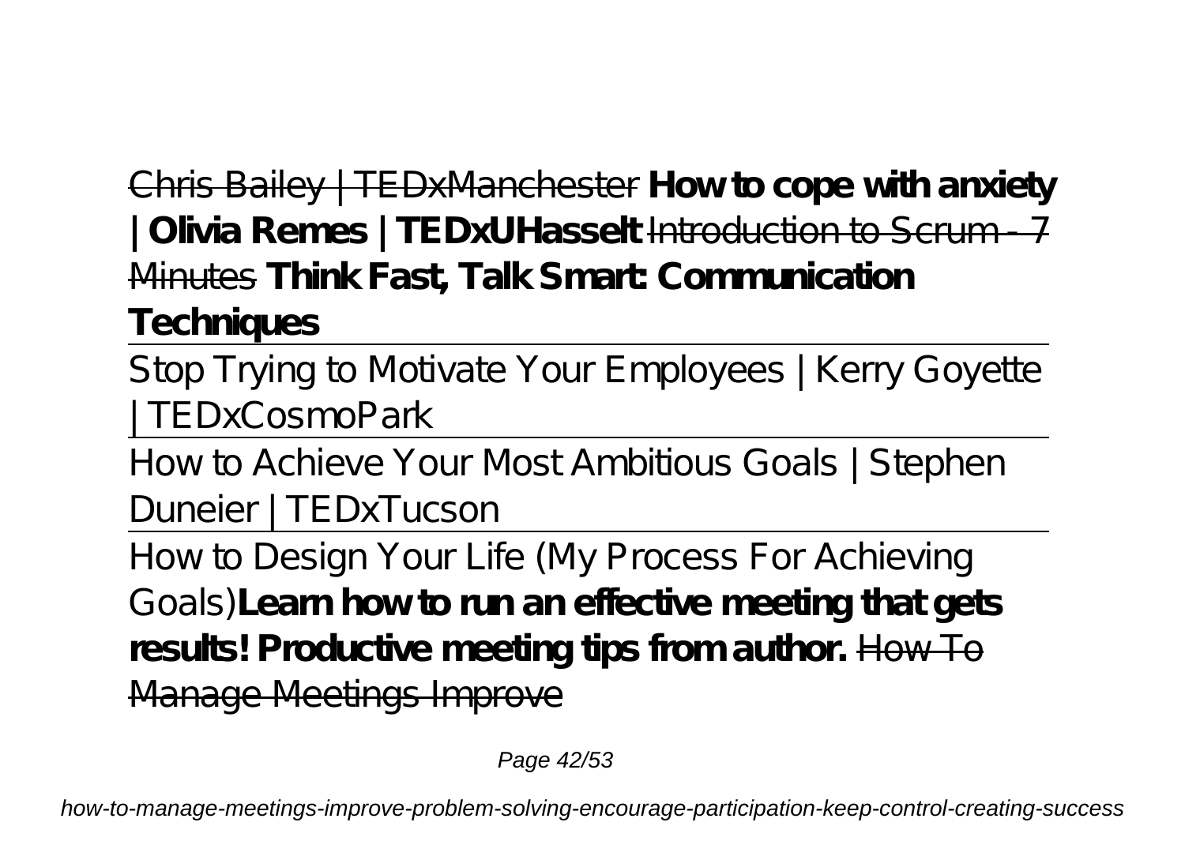Chris Bailey | TEDxManchester **How to cope with anxiety | Olivia Remes | TEDxUHasselt** Introduction to Scrum - 7 Minutes **Think Fast, Talk Smart: Communication Techniques**

Stop Trying to Motivate Your Employees | Kerry Goyette | TEDxCosmoPark

How to Achieve Your Most Ambitious Goals | Stephen Duneier | TEDxTucson

How to Design Your Life (My Process For Achieving Goals)**Learn how to run an effective meeting that gets results! Productive meeting tips from author.** How To Manage Meetings Improve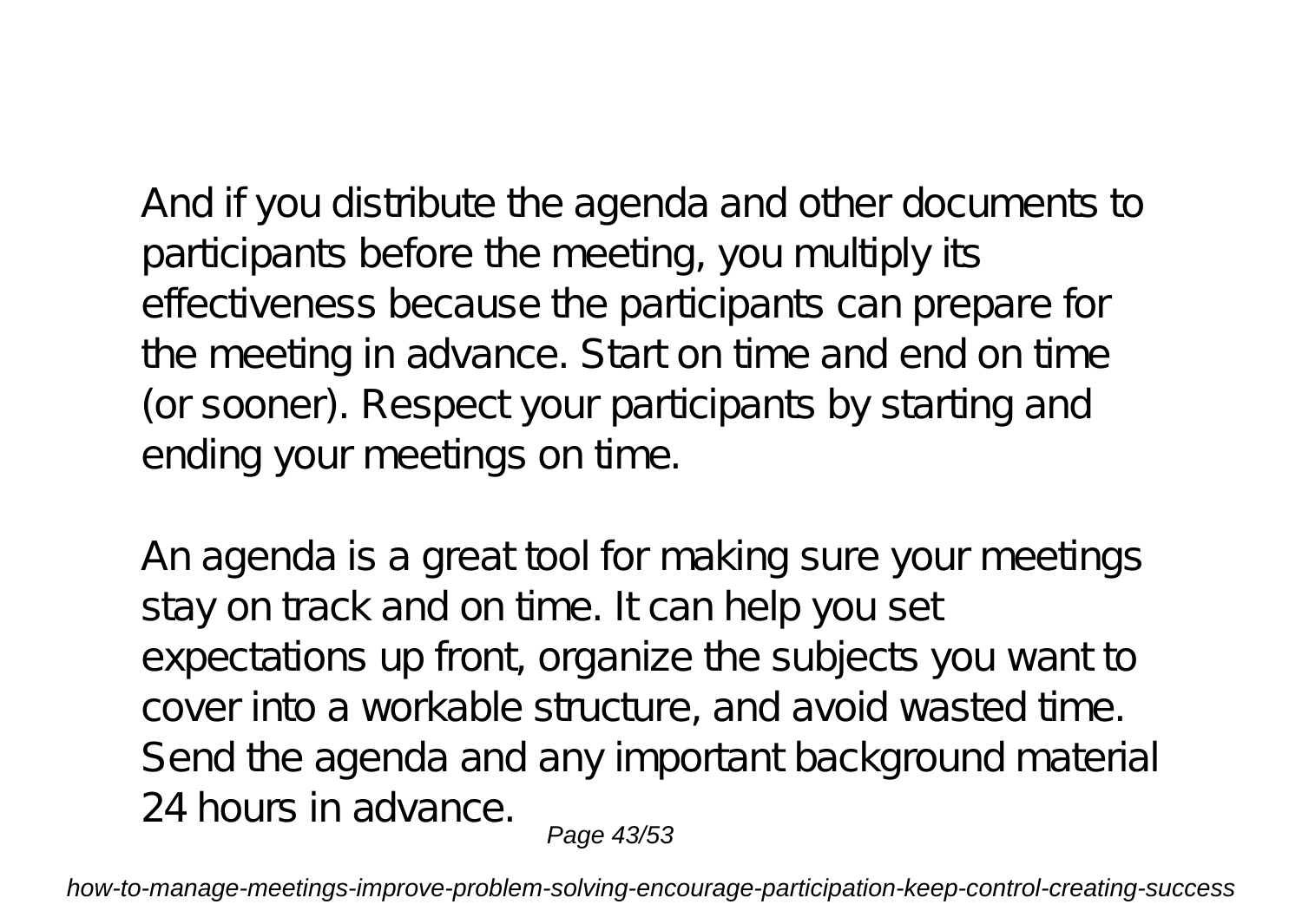And if you distribute the agenda and other documents to participants before the meeting, you multiply its effectiveness because the participants can prepare for the meeting in advance. Start on time and end on time (or sooner). Respect your participants by starting and ending your meetings on time.

An agenda is a great tool for making sure your meetings stay on track and on time. It can help you set expectations up front, organize the subjects you want to cover into a workable structure, and avoid wasted time. Send the agenda and any important background material 24 hours in advance.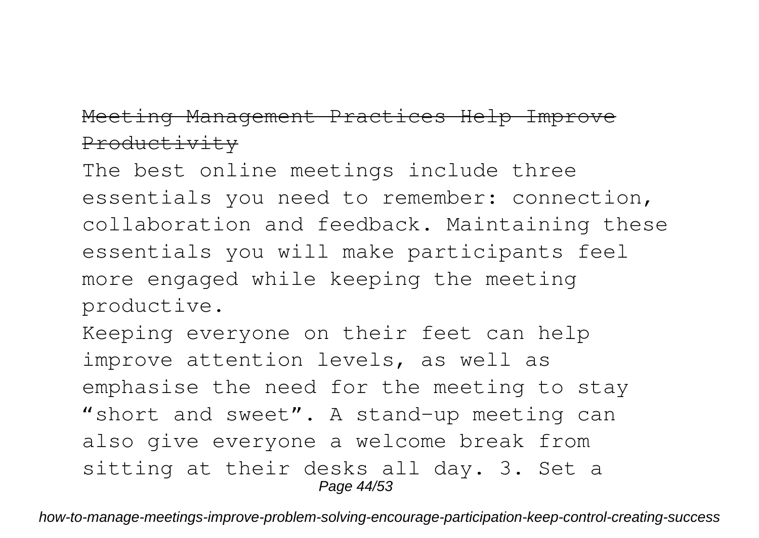## ~~Meeting Management Practices Help Improve Productivity~~

The best online meetings include three essentials you need to remember: connection, collaboration and feedback. Maintaining these essentials you will make participants feel more engaged while keeping the meeting productive.

Keeping everyone on their feet can help improve attention levels, as well as emphasise the need for the meeting to stay "short and sweet". A stand-up meeting can also give everyone a welcome break from sitting at their desks all day. 3. Set a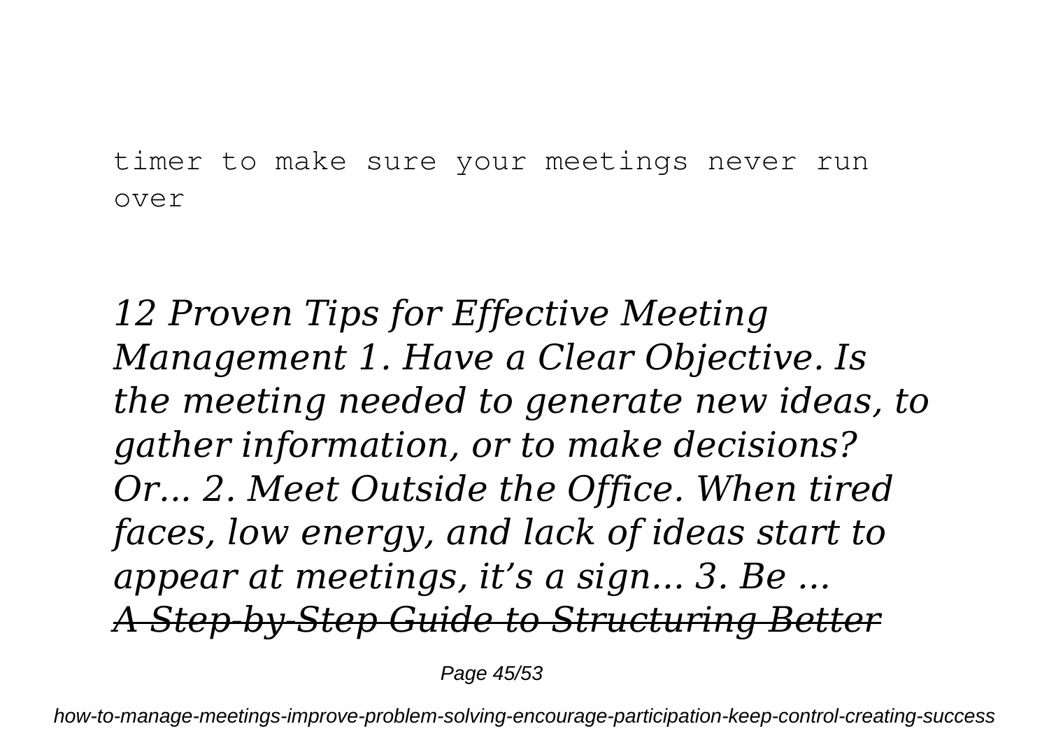timer to make sure your meetings never run over

*12 Proven Tips for Effective Meeting Management 1. Have a Clear Objective. Is the meeting needed to generate new ideas, to gather information, or to make decisions? Or... 2. Meet Outside the Office. When tired faces, low energy, and lack of ideas start to appear at meetings, it's a sign... 3. Be ...*

~~*A Step-by-Step Guide to Structuring Better*~~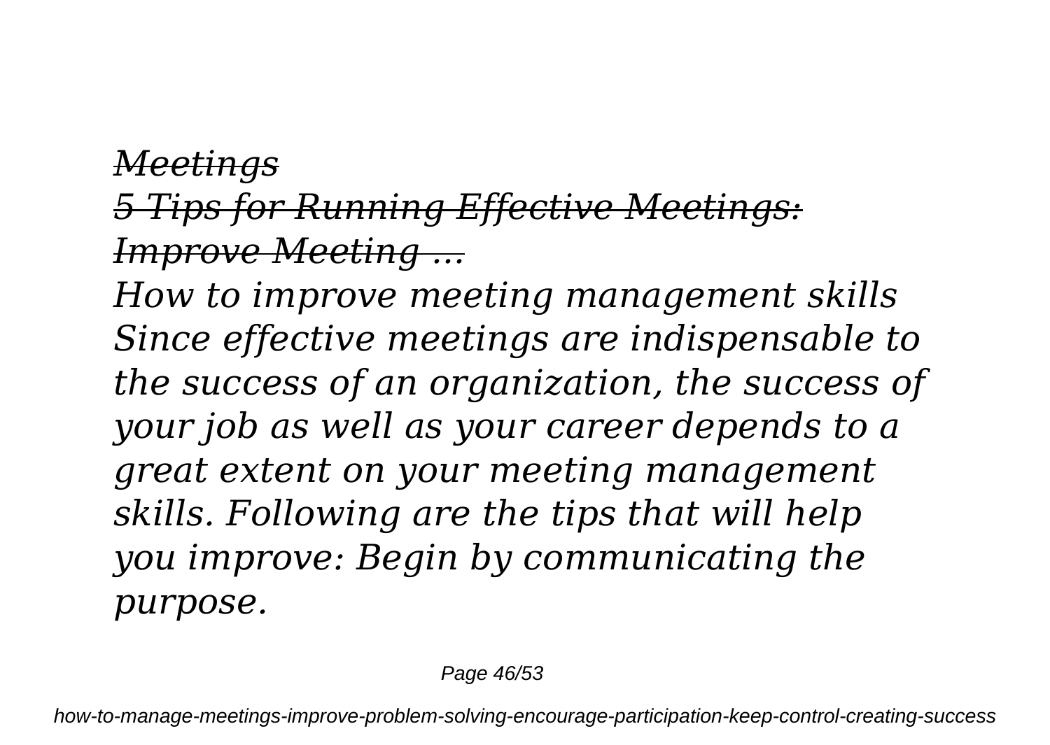*Meetings*

*5 Tips for Running Effective Meetings: Improve Meeting ...*

*How to improve meeting management skills Since effective meetings are indispensable to the success of an organization, the success of your job as well as your career depends to a great extent on your meeting management skills. Following are the tips that will help you improve: Begin by communicating the purpose.*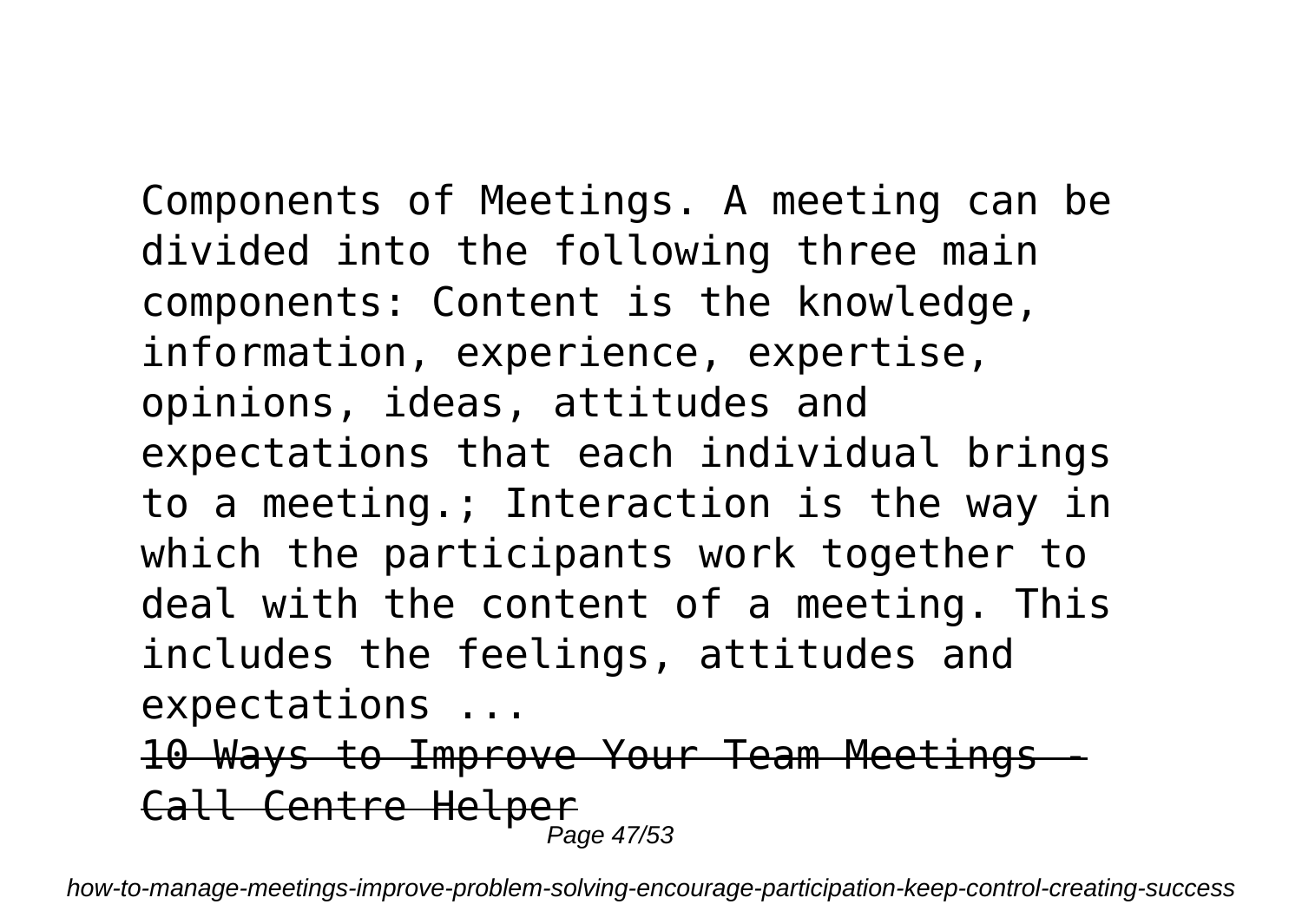Components of Meetings. A meeting can be divided into the following three main components: Content is the knowledge, information, experience, expertise, opinions, ideas, attitudes and expectations that each individual brings to a meeting.; Interaction is the way in which the participants work together to deal with the content of a meeting. This includes the feelings, attitudes and expectations ...

~~10 Ways to Improve Your Team Meetings - Call Centre Helper~~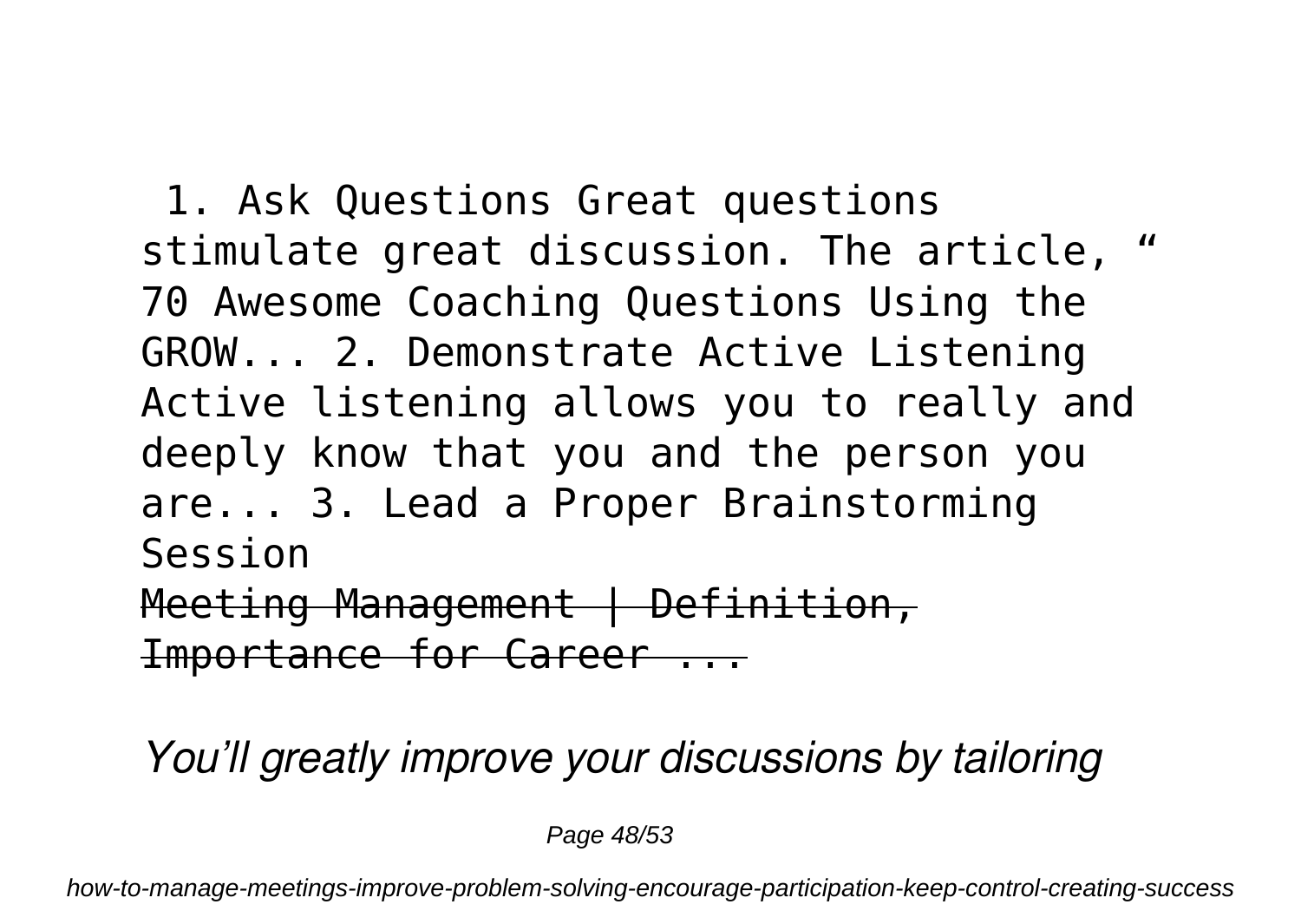1. Ask Questions Great questions stimulate great discussion. The article, " 70 Awesome Coaching Questions Using the GROW... 2. Demonstrate Active Listening Active listening allows you to really and deeply know that you and the person you are... 3. Lead a Proper Brainstorming Session

~~Meeting Management | Definition, Importance for Career ...~~

*You'll greatly improve your discussions by tailoring*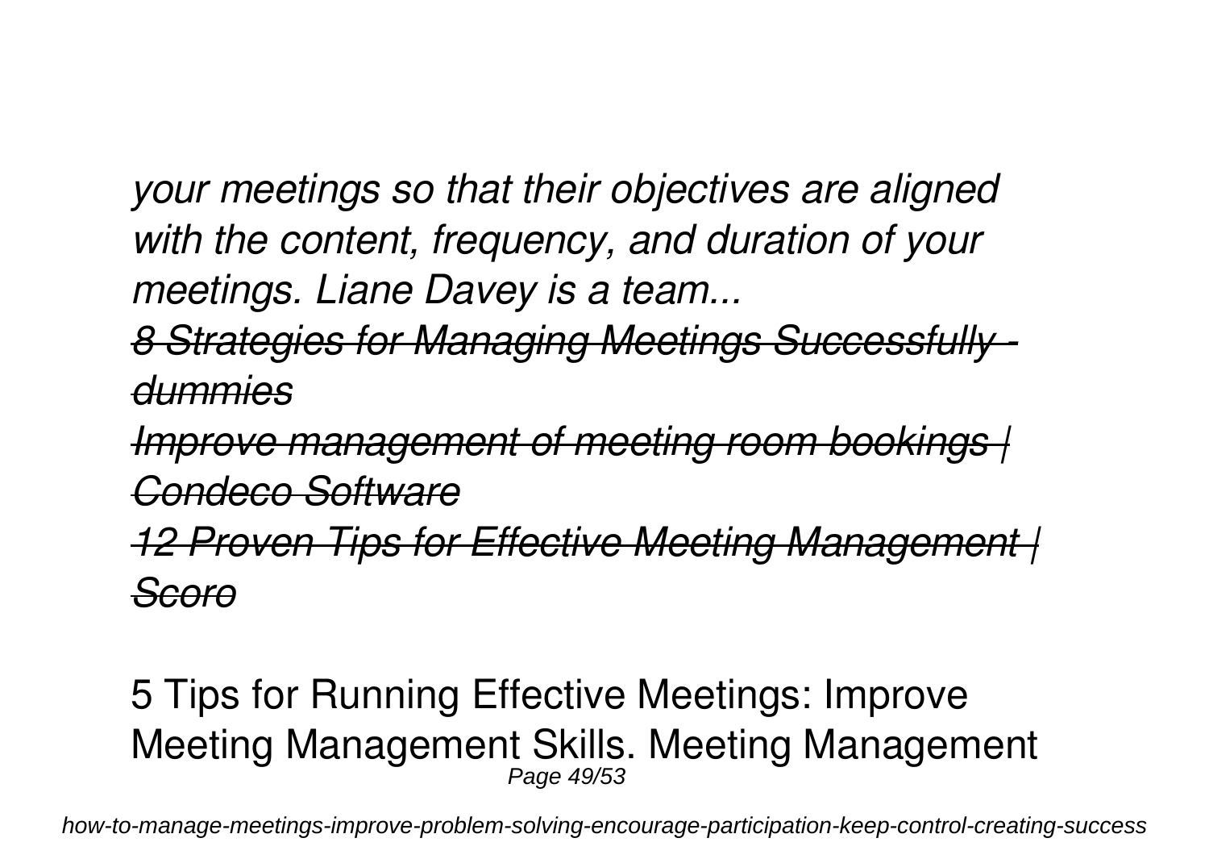*your meetings so that their objectives are aligned with the content, frequency, and duration of your meetings. Liane Davey is a team...*

~~*8 Strategies for Managing Meetings Successfully - dummies*~~

~~*Improve management of meeting room bookings | Condeco Software*~~

~~*12 Proven Tips for Effective Meeting Management | Scoro*~~

5 Tips for Running Effective Meetings: Improve Meeting Management Skills. Meeting Management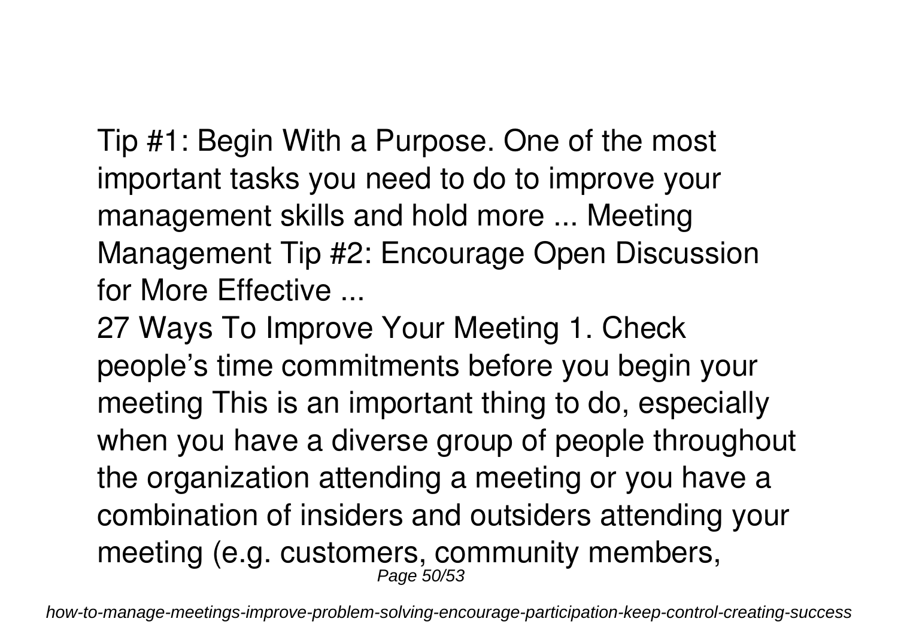Tip #1: Begin With a Purpose. One of the most important tasks you need to do to improve your management skills and hold more ... Meeting Management Tip #2: Encourage Open Discussion for More Effective ...

27 Ways To Improve Your Meeting 1. Check people's time commitments before you begin your meeting This is an important thing to do, especially when you have a diverse group of people throughout the organization attending a meeting or you have a combination of insiders and outsiders attending your meeting (e.g. customers, community members,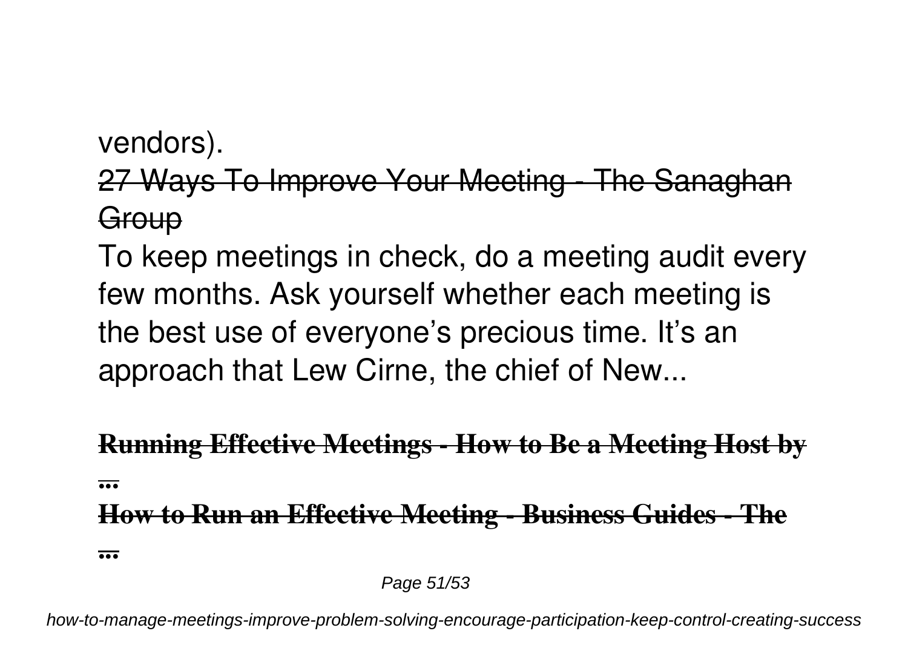vendors).

~~27 Ways To Improve Your Meeting - The Sanaghan Group~~

To keep meetings in check, do a meeting audit every few months. Ask yourself whether each meeting is the best use of everyone's precious time. It's an approach that Lew Cirne, the chief of New...

~~**Running Effective Meetings - How to Be a Meeting Host by ...**~~

~~**How to Run an Effective Meeting - Business Guides - The ...**~~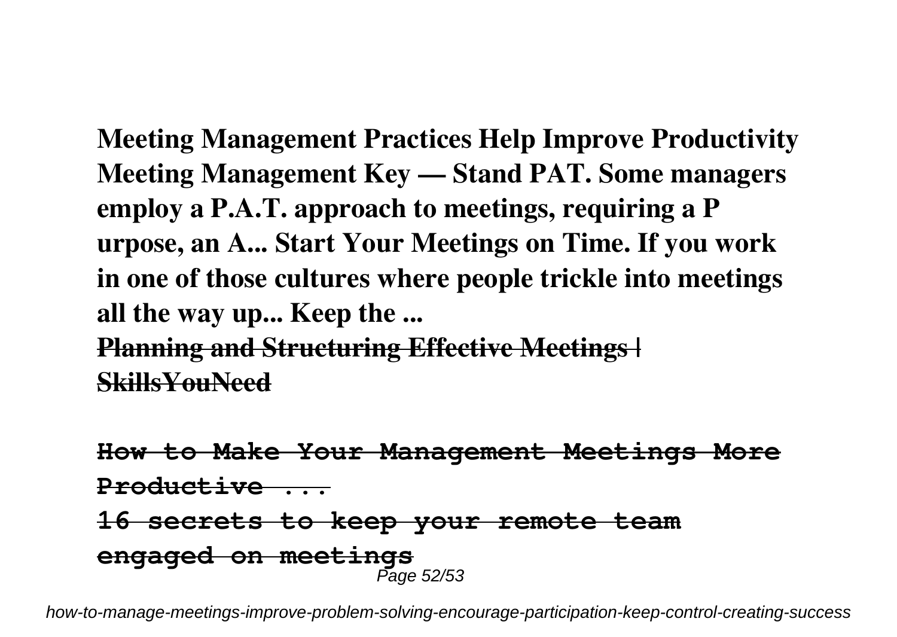**Meeting Management Practices Help Improve Productivity Meeting Management Key — Stand PAT. Some managers employ a P.A.T. approach to meetings, requiring a P urpose, an A... Start Your Meetings on Time. If you work in one of those cultures where people trickle into meetings all the way up... Keep the ...**

~~**Planning and Structuring Effective Meetings | SkillsYouNeed**~~

~~**How to Make Your Management Meetings More Productive ...**~~

~~**16 secrets to keep your remote team engaged on meetings**~~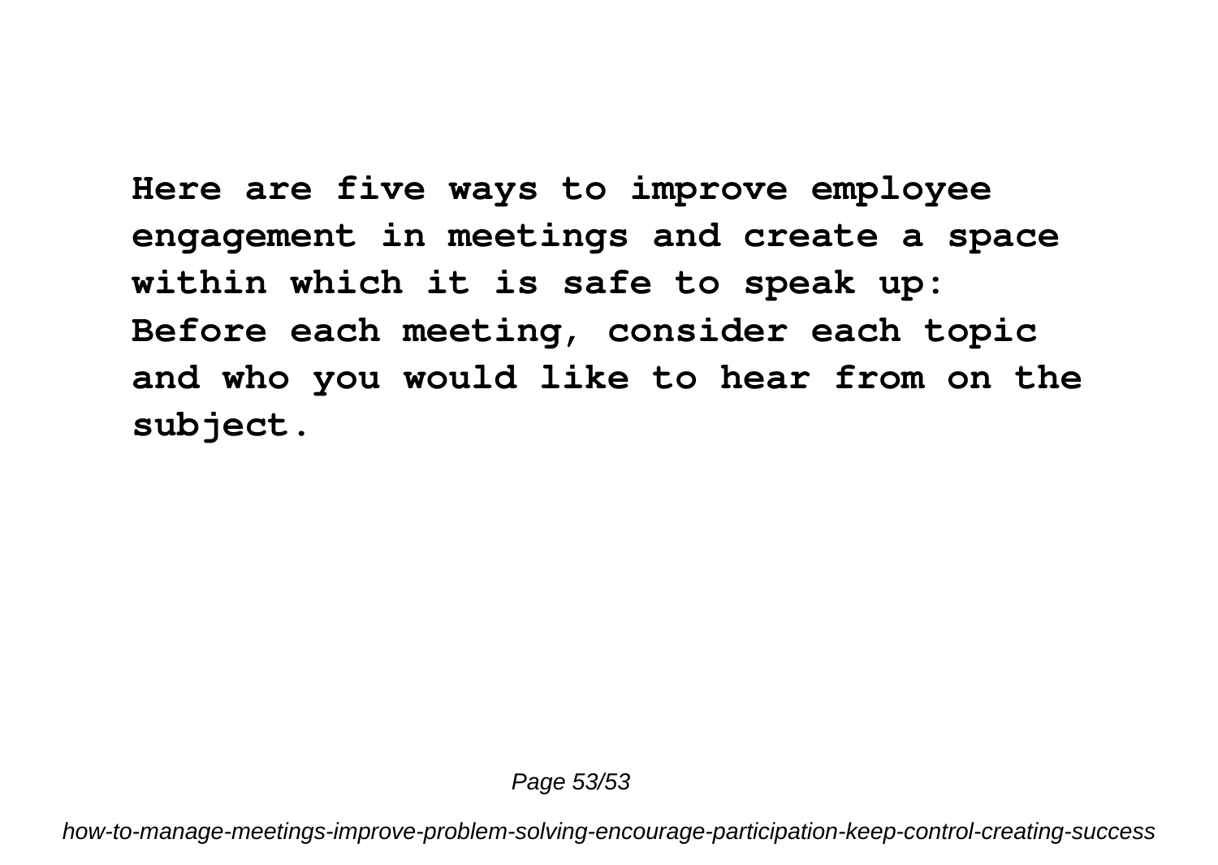**Here are five ways to improve employee engagement in meetings and create a space within which it is safe to speak up: Before each meeting, consider each topic and who you would like to hear from on the subject.**